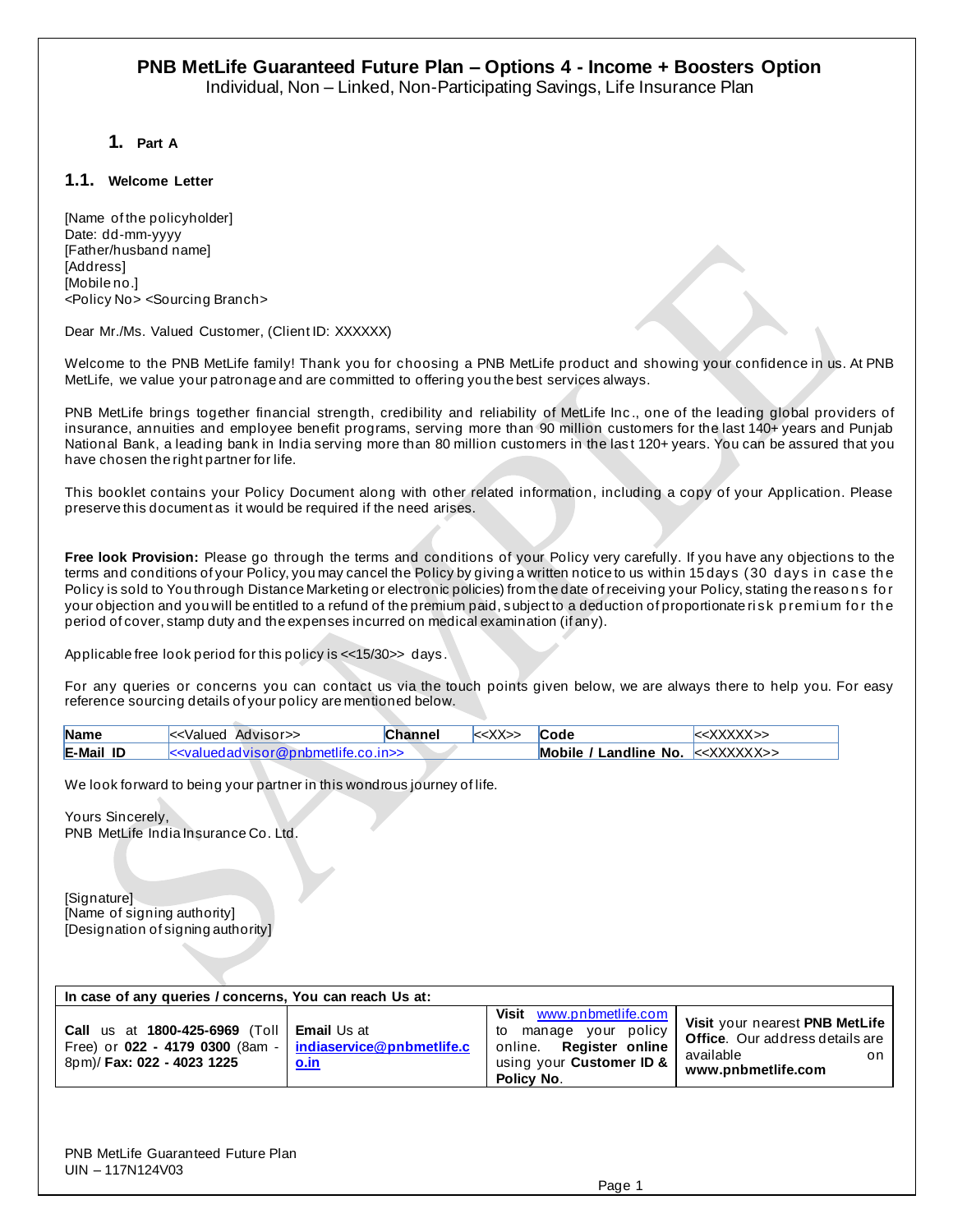# PNB MetLife Guaranteed Future Plan – Options 4 - Income + Boosters Option

Individual, Non – Linked, Non-Participating Savings, Life Insurance Plan

## 1. Part A

### 1.1. Welcome Letter

[Name of the policyholder]
Date: dd-mm-yyyy
[Father/husband name]
[Address]
[Mobile no.]
<Policy No> <Sourcing Branch>

Dear Mr./Ms. Valued Customer, (Client ID: XXXXXX)

Welcome to the PNB MetLife family! Thank you for choosing a PNB MetLife product and showing your confidence in us. At PNB MetLife, we value your patronage and are committed to offering you the best services always.

PNB MetLife brings together financial strength, credibility and reliability of MetLife Inc., one of the leading global providers of insurance, annuities and employee benefit programs, serving more than 90 million customers for the last 140+ years and Punjab National Bank, a leading bank in India serving more than 80 million customers in the last 120+ years. You can be assured that you have chosen the right partner for life.

This booklet contains your Policy Document along with other related information, including a copy of your Application. Please preserve this document as it would be required if the need arises.

**Free look Provision:** Please go through the terms and conditions of your Policy very carefully. If you have any objections to the terms and conditions of your Policy, you may cancel the Policy by giving a written notice to us within 15 days (30 days in case the Policy is sold to You through Distance Marketing or electronic policies) from the date of receiving your Policy, stating the reasons for your objection and you will be entitled to a refund of the premium paid, subject to a deduction of proportionate risk premium for the period of cover, stamp duty and the expenses incurred on medical examination (if any).

Applicable free look period for this policy is <<15/30>> days.

For any queries or concerns you can contact us via the touch points given below, we are always there to help you. For easy reference sourcing details of your policy are mentioned below.

| **Name** | <<Valued Advisor>> | **Channel** | <<XX>> | **Code** | <<XXXXX>> |
|---|---|---|---|---|---|
| **E-Mail ID** | <<valuedadvisor@pnbmetlife.co.in>> | | | **Mobile / Landline No.** | <<XXXXXX>> |

We look forward to being your partner in this wondrous journey of life.

Yours Sincerely,
PNB MetLife India Insurance Co. Ltd.

[Signature]
[Name of signing authority]
[Designation of signing authority]

| In case of any queries / concerns, You can reach Us at: | | | |
|---|---|---|---|
| **Call** us at **1800-425-6969** (Toll Free) or **022 - 4179 0300** (8am - 8pm)/ **Fax: 022 - 4023 1225** | **Email** Us at **indiaservice@pnbmetlife.co.in** | **Visit** www.pnbmetlife.com to manage your policy online. **Register online** using your **Customer ID & Policy No**. | **Visit** your nearest **PNB MetLife Office**. Our address details are available on **www.pnbmetlife.com** |

PNB MetLife Guaranteed Future Plan
UIN – 117N124V03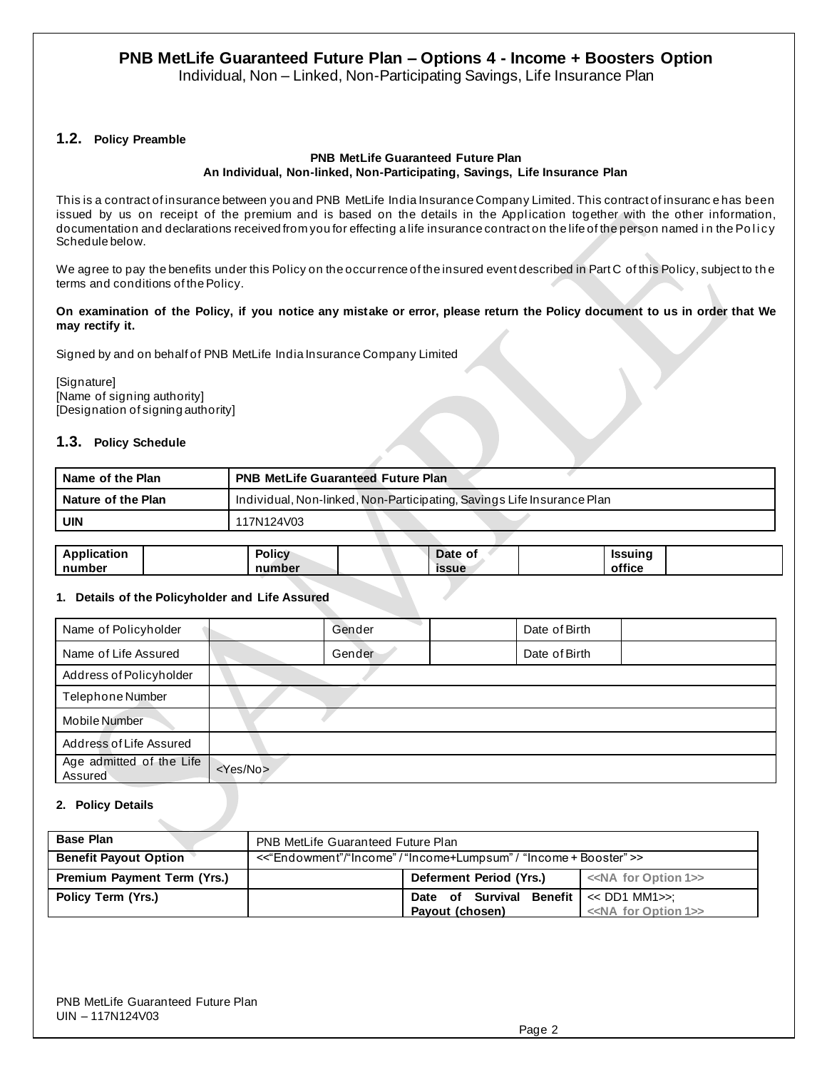# PNB MetLife Guaranteed Future Plan – Options 4 - Income + Boosters Option

Individual, Non – Linked, Non-Participating Savings, Life Insurance Plan

## 1.2. Policy Preamble

**PNB MetLife Guaranteed Future Plan**
**An Individual, Non-linked, Non-Participating, Savings, Life Insurance Plan**

This is a contract of insurance between you and PNB MetLife India Insurance Company Limited. This contract of insurance has been issued by us on receipt of the premium and is based on the details in the Application together with the other information, documentation and declarations received from you for effecting a life insurance contract on the life of the person named in the Policy Schedule below.

We agree to pay the benefits under this Policy on the occurrence of the insured event described in Part C of this Policy, subject to the terms and conditions of the Policy.

**On examination of the Policy, if you notice any mistake or error, please return the Policy document to us in order that We may rectify it.**

Signed by and on behalf of PNB MetLife India Insurance Company Limited

[Signature]
[Name of signing authority]
[Designation of signing authority]

## 1.3. Policy Schedule

| Name of the Plan | PNB MetLife Guaranteed Future Plan |
|---|---|
| Nature of the Plan | Individual, Non-linked, Non-Participating, Savings Life Insurance Plan |
| UIN | 117N124V03 |

| Application number | | Policy number | | Date of issue | | Issuing office | |
|---|---|---|---|---|---|---|---|

### 1. Details of the Policyholder and Life Assured

| Name of Policyholder | | Gender | | Date of Birth | |
|---|---|---|---|---|---|
| Name of Life Assured | | Gender | | Date of Birth | |
| Address of Policyholder | | | | | |
| Telephone Number | | | | | |
| Mobile Number | | | | | |
| Address of Life Assured | | | | | |
| Age admitted of the Life Assured | <Yes/No> | | | | |

### 2. Policy Details

| Base Plan | PNB MetLife Guaranteed Future Plan | | |
|---|---|---|---|
| Benefit Payout Option | <<"Endowment"/"Income" / "Income+Lumpsum" / "Income + Booster" >> | | |
| Premium Payment Term (Yrs.) | | Deferment Period (Yrs.) | <<NA for Option 1>> |
| Policy Term (Yrs.) | | Date of Survival Benefit Payout (chosen) | << DD1 MM1>>; <<NA for Option 1>> |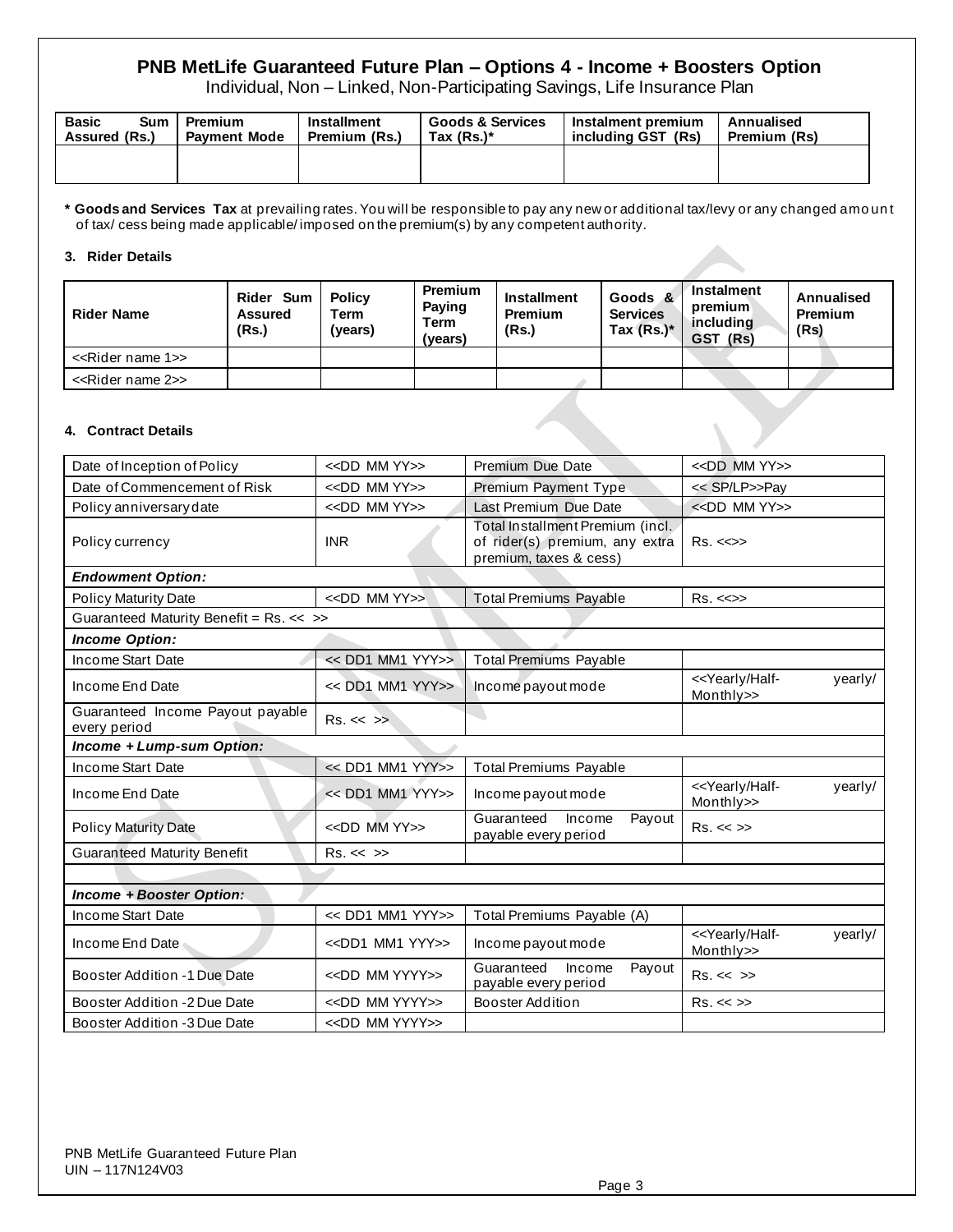## PNB MetLife Guaranteed Future Plan – Options 4 - Income + Boosters Option

Individual, Non – Linked, Non-Participating Savings, Life Insurance Plan

| Basic Sum Assured (Rs.) | Premium Payment Mode | Installment Premium (Rs.) | Goods & Services Tax (Rs.)* | Instalment premium including GST (Rs) | Annualised Premium (Rs) |
|---|---|---|---|---|---|
| | | | | | |

**\* Goods and Services Tax** at prevailing rates. You will be responsible to pay any new or additional tax/levy or any changed amount of tax/ cess being made applicable/ imposed on the premium(s) by any competent authority.

#### 3. Rider Details

| Rider Name | Rider Sum Assured (Rs.) | Policy Term (years) | Premium Paying Term (years) | Installment Premium (Rs.) | Goods & Services Tax (Rs.)* | Instalment premium including GST (Rs) | Annualised Premium (Rs) |
|---|---|---|---|---|---|---|---|
| <<Rider name 1>> | | | | | | | |
| <<Rider name 2>> | | | | | | | |

#### 4. Contract Details

| | | | |
|---|---|---|---|
| Date of Inception of Policy | <<DD MM YY>> | Premium Due Date | <<DD MM YY>> |
| Date of Commencement of Risk | <<DD MM YY>> | Premium Payment Type | << SP/LP>>Pay |
| Policy anniversary date | <<DD MM YY>> | Last Premium Due Date | <<DD MM YY>> |
| Policy currency | INR | Total Installment Premium (incl. of rider(s) premium, any extra premium, taxes & cess) | Rs. <<>> |
| ***Endowment Option:*** | | | |
| Policy Maturity Date | <<DD MM YY>> | Total Premiums Payable | Rs. <<>> |
| Guaranteed Maturity Benefit = Rs. << >> | | | |
| ***Income Option:*** | | | |
| Income Start Date | << DD1 MM1 YYY>> | Total Premiums Payable | |
| Income End Date | << DD1 MM1 YYY>> | Income payout mode | <<Yearly/Half-yearly/ Monthly>> |
| Guaranteed Income Payout payable every period | Rs. << >> | | |
| ***Income + Lump-sum Option:*** | | | |
| Income Start Date | << DD1 MM1 YYY>> | Total Premiums Payable | |
| Income End Date | << DD1 MM1 YYY>> | Income payout mode | <<Yearly/Half-yearly/ Monthly>> |
| Policy Maturity Date | <<DD MM YY>> | Guaranteed Income Payout payable every period | Rs. << >> |
| Guaranteed Maturity Benefit | Rs. << >> | | |
| | | | |
| ***Income + Booster Option:*** | | | |
| Income Start Date | << DD1 MM1 YYY>> | Total Premiums Payable (A) | |
| Income End Date | <<DD1 MM1 YYY>> | Income payout mode | <<Yearly/Half-yearly/ Monthly>> |
| Booster Addition -1 Due Date | <<DD MM YYYY>> | Guaranteed Income Payout payable every period | Rs. << >> |
| Booster Addition -2 Due Date | <<DD MM YYYY>> | Booster Addition | Rs. << >> |
| Booster Addition -3 Due Date | <<DD MM YYYY>> | | |

PNB MetLife Guaranteed Future Plan
UIN – 117N124V03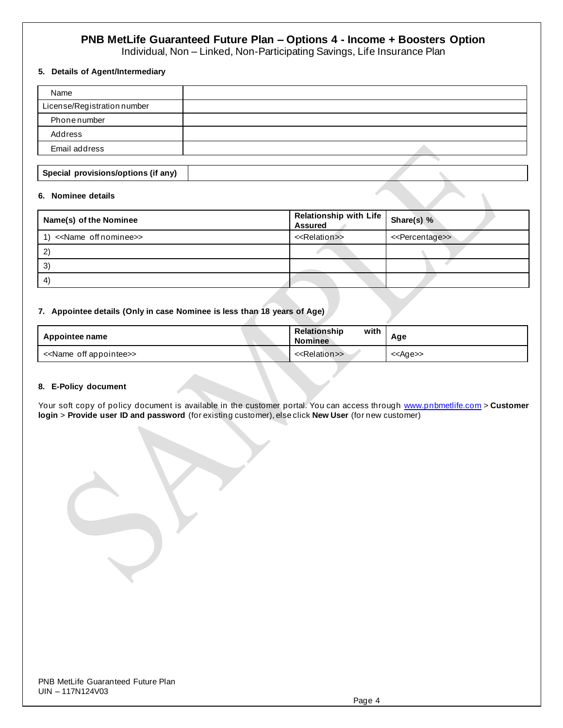# PNB MetLife Guaranteed Future Plan – Options 4 - Income + Boosters Option

Individual, Non – Linked, Non-Participating Savings, Life Insurance Plan

**5. Details of Agent/Intermediary**

| Name | |
|---|---|
| License/Registration number | |
| Phone number | |
| Address | |
| Email address | |

| **Special provisions/options (if any)** | |
|---|---|

**6. Nominee details**

| Name(s) of the Nominee | Relationship with Life Assured | Share(s) % |
|---|---|---|
| 1) <<Name off nominee>> | <<Relation>> | <<Percentage>> |
| 2) | | |
| 3) | | |
| 4) | | |

**7. Appointee details (Only in case Nominee is less than 18 years of Age)**

| Appointee name | Relationship with Nominee | Age |
|---|---|---|
| <<Name off appointee>> | <<Relation>> | <<Age>> |

**8. E-Policy document**

Your soft copy of policy document is available in the customer portal. You can access through www.pnbmetlife.com > **Customer login** > **Provide user ID and password** (for existing customer), else click **New User** (for new customer)

PNB MetLife Guaranteed Future Plan
UIN – 117N124V03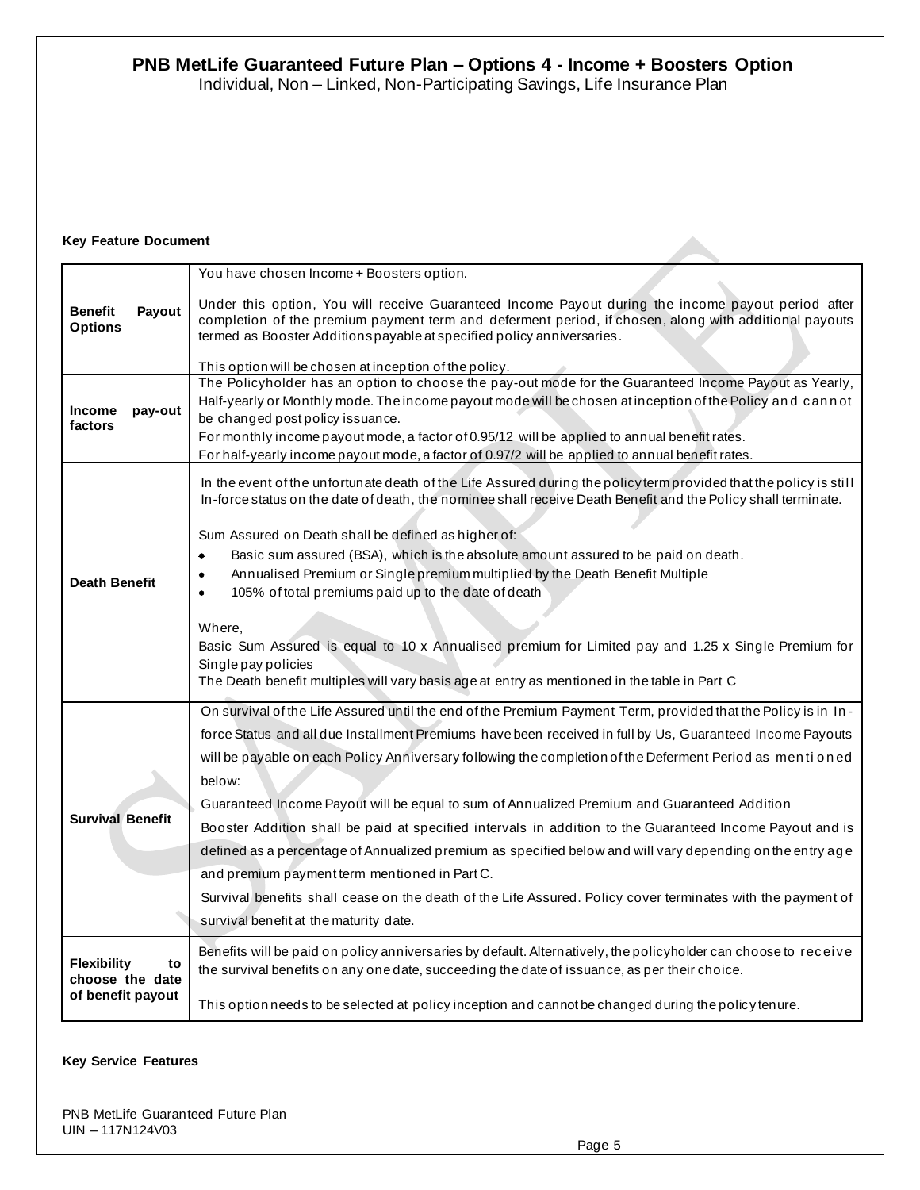# PNB MetLife Guaranteed Future Plan – Options 4 - Income + Boosters Option

Individual, Non – Linked, Non-Participating Savings, Life Insurance Plan

**Key Feature Document**

| | |
|---|---|
| **Benefit Payout Options** | You have chosen Income + Boosters option.<br><br>Under this option, You will receive Guaranteed Income Payout during the income payout period after completion of the premium payment term and deferment period, if chosen, along with additional payouts termed as Booster Additions payable at specified policy anniversaries.<br><br>This option will be chosen at inception of the policy. |
| **Income pay-out factors** | The Policyholder has an option to choose the pay-out mode for the Guaranteed Income Payout as Yearly, Half-yearly or Monthly mode. The income payout mode will be chosen at inception of the Policy and cannot be changed post policy issuance.<br>For monthly income payout mode, a factor of 0.95/12 will be applied to annual benefit rates.<br>For half-yearly income payout mode, a factor of 0.97/2 will be applied to annual benefit rates. |
| **Death Benefit** | In the event of the unfortunate death of the Life Assured during the policy term provided that the policy is still In-force status on the date of death, the nominee shall receive Death Benefit and the Policy shall terminate.<br><br>Sum Assured on Death shall be defined as higher of:<br>• Basic sum assured (BSA), which is the absolute amount assured to be paid on death.<br>• Annualised Premium or Single premium multiplied by the Death Benefit Multiple<br>• 105% of total premiums paid up to the date of death<br><br>Where,<br>Basic Sum Assured is equal to 10 x Annualised premium for Limited pay and 1.25 x Single Premium for Single pay policies<br>The Death benefit multiples will vary basis age at entry as mentioned in the table in Part C |
| **Survival Benefit** | On survival of the Life Assured until the end of the Premium Payment Term, provided that the Policy is in In-force Status and all due Installment Premiums have been received in full by Us, Guaranteed Income Payouts will be payable on each Policy Anniversary following the completion of the Deferment Period as mentioned below:<br>Guaranteed Income Payout will be equal to sum of Annualized Premium and Guaranteed Addition<br>Booster Addition shall be paid at specified intervals in addition to the Guaranteed Income Payout and is defined as a percentage of Annualized premium as specified below and will vary depending on the entry age and premium payment term mentioned in Part C.<br>Survival benefits shall cease on the death of the Life Assured. Policy cover terminates with the payment of survival benefit at the maturity date. |
| **Flexibility to choose the date of benefit payout** | Benefits will be paid on policy anniversaries by default. Alternatively, the policyholder can choose to receive the survival benefits on any one date, succeeding the date of issuance, as per their choice.<br><br>This option needs to be selected at policy inception and cannot be changed during the policy tenure. |

**Key Service Features**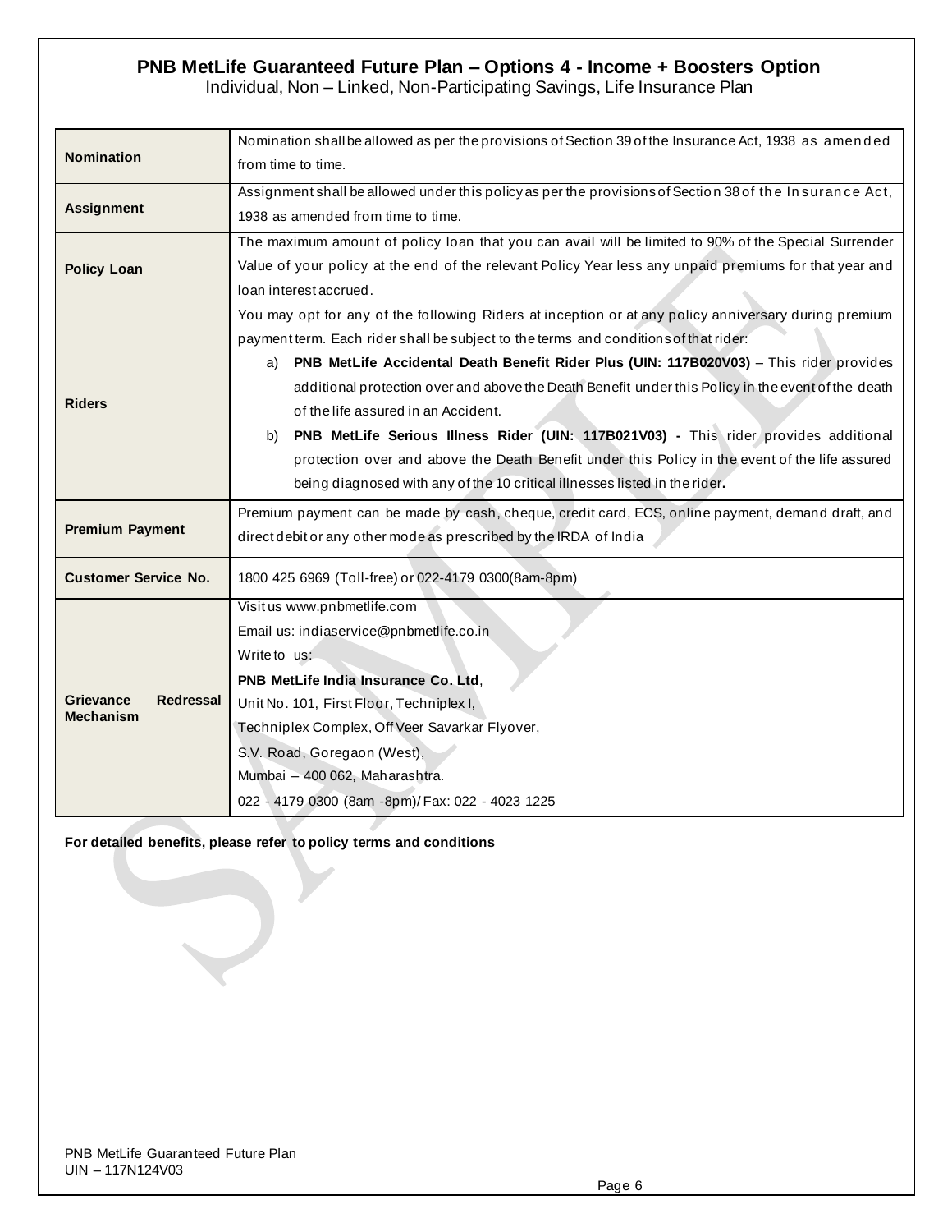## PNB MetLife Guaranteed Future Plan – Options 4 - Income + Boosters Option

Individual, Non – Linked, Non-Participating Savings, Life Insurance Plan

| | |
|---|---|
| **Nomination** | Nomination shall be allowed as per the provisions of Section 39 of the Insurance Act, 1938 as amended from time to time. |
| **Assignment** | Assignment shall be allowed under this policy as per the provisions of Section 38 of the Insurance Act, 1938 as amended from time to time. |
| **Policy Loan** | The maximum amount of policy loan that you can avail will be limited to 90% of the Special Surrender Value of your policy at the end of the relevant Policy Year less any unpaid premiums for that year and loan interest accrued. |
| **Riders** | You may opt for any of the following Riders at inception or at any policy anniversary during premium payment term. Each rider shall be subject to the terms and conditions of that rider:<br>a) **PNB MetLife Accidental Death Benefit Rider Plus (UIN: 117B020V03)** – This rider provides additional protection over and above the Death Benefit under this Policy in the event of the death of the life assured in an Accident.<br>b) **PNB MetLife Serious Illness Rider (UIN: 117B021V03) -** This rider provides additional protection over and above the Death Benefit under this Policy in the event of the life assured being diagnosed with any of the 10 critical illnesses listed in the rider**.** |
| **Premium Payment** | Premium payment can be made by cash, cheque, credit card, ECS, online payment, demand draft, and direct debit or any other mode as prescribed by the IRDA of India |
| **Customer Service No.** | 1800 425 6969 (Toll-free) or 022-4179 0300(8am-8pm) |
| **Grievance Redressal Mechanism** | Visit us www.pnbmetlife.com<br>Email us: indiaservice@pnbmetlife.co.in<br>Write to us:<br>**PNB MetLife India Insurance Co. Ltd**,<br>Unit No. 101, First Floor, Techniplex I,<br>Techniplex Complex, Off Veer Savarkar Flyover,<br>S.V. Road, Goregaon (West),<br>Mumbai – 400 062, Maharashtra.<br>022 - 4179 0300 (8am -8pm)/ Fax: 022 - 4023 1225 |

**For detailed benefits, please refer to policy terms and conditions**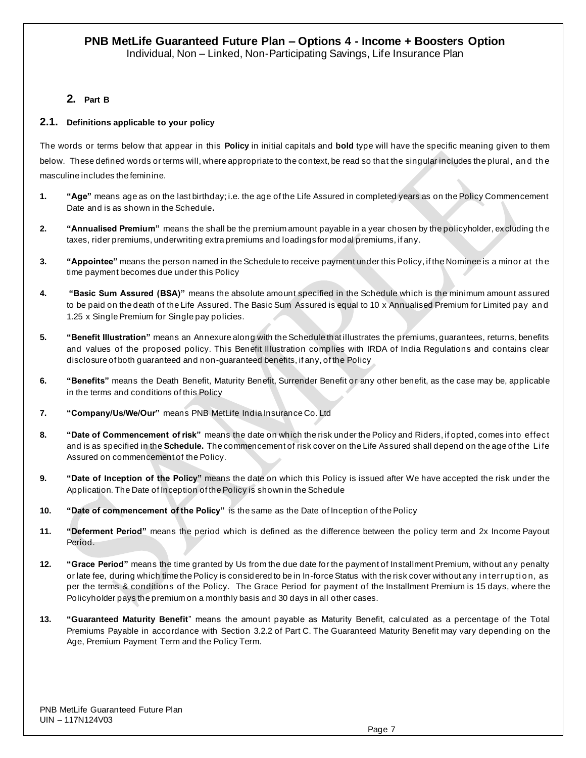## 2. Part B

### 2.1. Definitions applicable to your policy

The words or terms below that appear in this **Policy** in initial capitals and **bold** type will have the specific meaning given to them below. These defined words or terms will, where appropriate to the context, be read so that the singular includes the plural, and the masculine includes the feminine.

1. **"Age"** means age as on the last birthday; i.e. the age of the Life Assured in completed years as on the Policy Commencement Date and is as shown in the Schedule**.**

2. **"Annualised Premium"** means the shall be the premium amount payable in a year chosen by the policyholder, excluding the taxes, rider premiums, underwriting extra premiums and loadings for modal premiums, if any.

3. **"Appointee"** means the person named in the Schedule to receive payment under this Policy, if the Nominee is a minor at the time payment becomes due under this Policy

4. **"Basic Sum Assured (BSA)"** means the absolute amount specified in the Schedule which is the minimum amount assured to be paid on the death of the Life Assured. The Basic Sum Assured is equal to 10 x Annualised Premium for Limited pay and 1.25 x Single Premium for Single pay policies.

5. **"Benefit Illustration"** means an Annexure along with the Schedule that illustrates the premiums, guarantees, returns, benefits and values of the proposed policy. This Benefit Illustration complies with IRDA of India Regulations and contains clear disclosure of both guaranteed and non-guaranteed benefits, if any, of the Policy

6. **"Benefits"** means the Death Benefit, Maturity Benefit, Surrender Benefit or any other benefit, as the case may be, applicable in the terms and conditions of this Policy

7. **"Company/Us/We/Our"** means PNB MetLife India Insurance Co. Ltd

8. **"Date of Commencement of risk"** means the date on which the risk under the Policy and Riders, if opted, comes into effect and is as specified in the **Schedule.** The commencement of risk cover on the Life Assured shall depend on the age of the Life Assured on commencement of the Policy.

9. **"Date of Inception of the Policy"** means the date on which this Policy is issued after We have accepted the risk under the Application. The Date of Inception of the Policy is shown in the Schedule

10. **"Date of commencement of the Policy"** is the same as the Date of Inception of the Policy

11. **"Deferment Period"** means the period which is defined as the difference between the policy term and 2x Income Payout Period.

12. **"Grace Period"** means the time granted by Us from the due date for the payment of Installment Premium, without any penalty or late fee, during which time the Policy is considered to be in In-force Status with the risk cover without any interruption, as per the terms & conditions of the Policy. The Grace Period for payment of the Installment Premium is 15 days, where the Policyholder pays the premium on a monthly basis and 30 days in all other cases.

13. **"Guaranteed Maturity Benefit"** means the amount payable as Maturity Benefit, calculated as a percentage of the Total Premiums Payable in accordance with Section 3.2.2 of Part C. The Guaranteed Maturity Benefit may vary depending on the Age, Premium Payment Term and the Policy Term.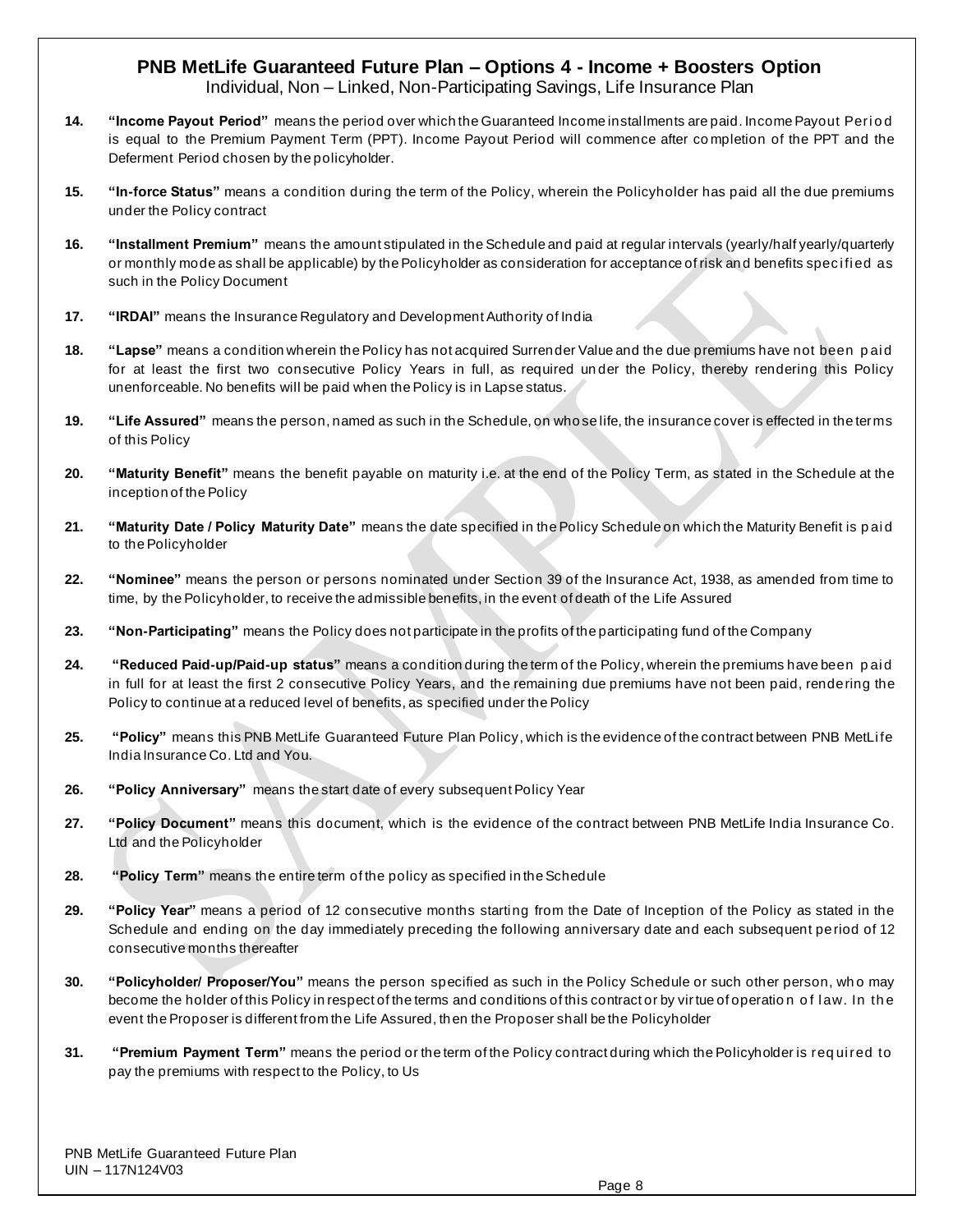14. **"Income Payout Period"** means the period over which the Guaranteed Income installments are paid. Income Payout Period is equal to the Premium Payment Term (PPT). Income Payout Period will commence after completion of the PPT and the Deferment Period chosen by the policyholder.

15. **"In-force Status"** means a condition during the term of the Policy, wherein the Policyholder has paid all the due premiums under the Policy contract

16. **"Installment Premium"** means the amount stipulated in the Schedule and paid at regular intervals (yearly/half yearly/quarterly or monthly mode as shall be applicable) by the Policyholder as consideration for acceptance of risk and benefits specified as such in the Policy Document

17. **"IRDAI"** means the Insurance Regulatory and Development Authority of India

18. **"Lapse"** means a condition wherein the Policy has not acquired Surrender Value and the due premiums have not been paid for at least the first two consecutive Policy Years in full, as required under the Policy, thereby rendering this Policy unenforceable. No benefits will be paid when the Policy is in Lapse status.

19. **"Life Assured"** means the person, named as such in the Schedule, on whose life, the insurance cover is effected in the terms of this Policy

20. **"Maturity Benefit"** means the benefit payable on maturity i.e. at the end of the Policy Term, as stated in the Schedule at the inception of the Policy

21. **"Maturity Date / Policy Maturity Date"** means the date specified in the Policy Schedule on which the Maturity Benefit is paid to the Policyholder

22. **"Nominee"** means the person or persons nominated under Section 39 of the Insurance Act, 1938, as amended from time to time, by the Policyholder, to receive the admissible benefits, in the event of death of the Life Assured

23. **"Non-Participating"** means the Policy does not participate in the profits of the participating fund of the Company

24. **"Reduced Paid-up/Paid-up status"** means a condition during the term of the Policy, wherein the premiums have been paid in full for at least the first 2 consecutive Policy Years, and the remaining due premiums have not been paid, rendering the Policy to continue at a reduced level of benefits, as specified under the Policy

25. **"Policy"** means this PNB MetLife Guaranteed Future Plan Policy, which is the evidence of the contract between PNB MetLife India Insurance Co. Ltd and You.

26. **"Policy Anniversary"** means the start date of every subsequent Policy Year

27. **"Policy Document"** means this document, which is the evidence of the contract between PNB MetLife India Insurance Co. Ltd and the Policyholder

28. **"Policy Term"** means the entire term of the policy as specified in the Schedule

29. **"Policy Year"** means a period of 12 consecutive months starting from the Date of Inception of the Policy as stated in the Schedule and ending on the day immediately preceding the following anniversary date and each subsequent period of 12 consecutive months thereafter

30. **"Policyholder/ Proposer/You"** means the person specified as such in the Policy Schedule or such other person, who may become the holder of this Policy in respect of the terms and conditions of this contract or by virtue of operation of law. In the event the Proposer is different from the Life Assured, then the Proposer shall be the Policyholder

31. **"Premium Payment Term"** means the period or the term of the Policy contract during which the Policyholder is required to pay the premiums with respect to the Policy, to Us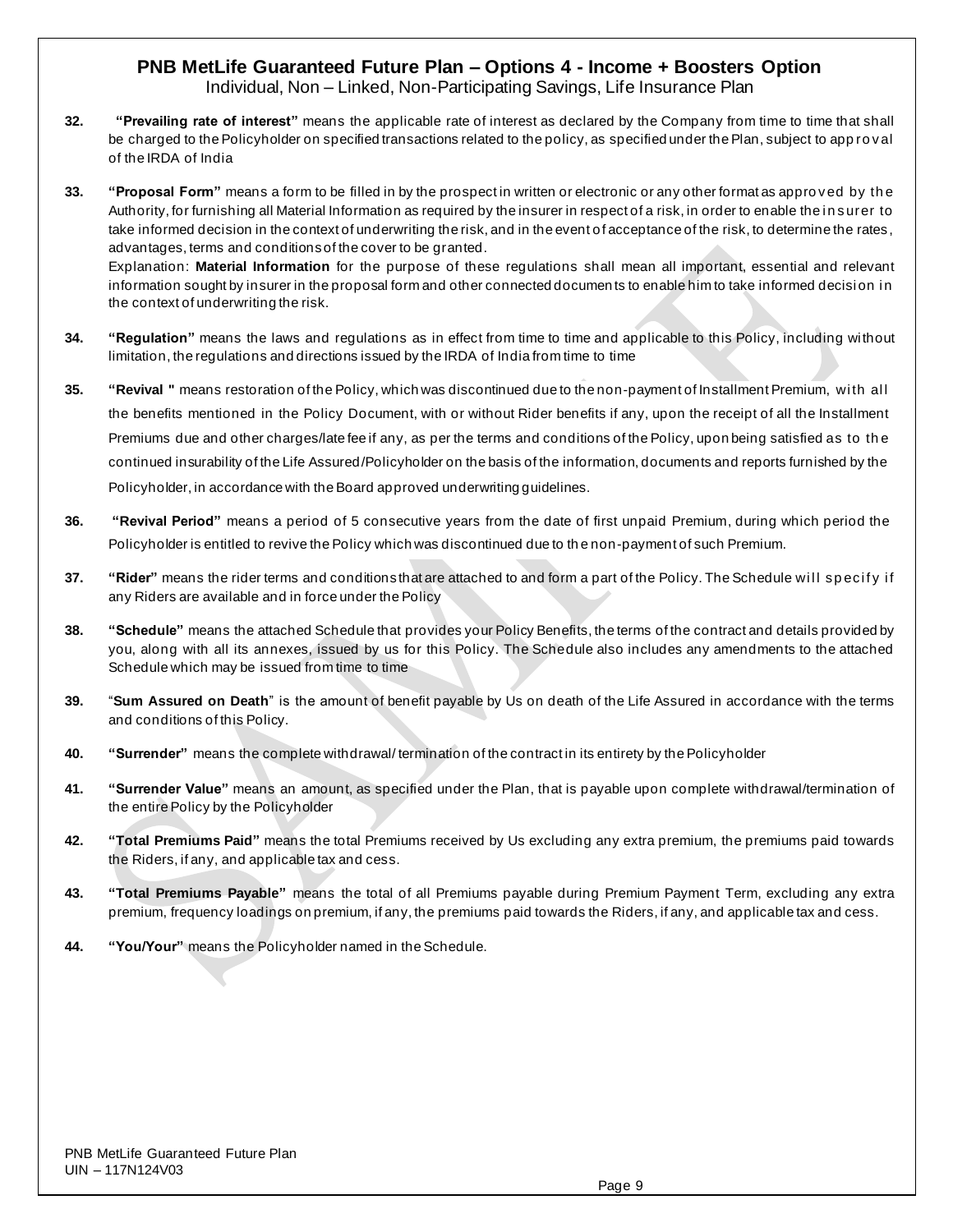32. **"Prevailing rate of interest"** means the applicable rate of interest as declared by the Company from time to time that shall be charged to the Policyholder on specified transactions related to the policy, as specified under the Plan, subject to approval of the IRDA of India

33. **"Proposal Form"** means a form to be filled in by the prospect in written or electronic or any other format as approved by the Authority, for furnishing all Material Information as required by the insurer in respect of a risk, in order to enable the insurer to take informed decision in the context of underwriting the risk, and in the event of acceptance of the risk, to determine the rates, advantages, terms and conditions of the cover to be granted.
    Explanation: **Material Information** for the purpose of these regulations shall mean all important, essential and relevant information sought by insurer in the proposal form and other connected documents to enable him to take informed decision in the context of underwriting the risk.

34. **"Regulation"** means the laws and regulations as in effect from time to time and applicable to this Policy, including without limitation, the regulations and directions issued by the IRDA of India from time to time

35. **"Revival "** means restoration of the Policy, which was discontinued due to the non-payment of Installment Premium, with all the benefits mentioned in the Policy Document, with or without Rider benefits if any, upon the receipt of all the Installment Premiums due and other charges/late fee if any, as per the terms and conditions of the Policy, upon being satisfied as to the continued insurability of the Life Assured/Policyholder on the basis of the information, documents and reports furnished by the Policyholder, in accordance with the Board approved underwriting guidelines.

36. **"Revival Period"** means a period of 5 consecutive years from the date of first unpaid Premium, during which period the Policyholder is entitled to revive the Policy which was discontinued due to the non-payment of such Premium.

37. **"Rider"** means the rider terms and conditions that are attached to and form a part of the Policy. The Schedule will specify if any Riders are available and in force under the Policy

38. **"Schedule"** means the attached Schedule that provides your Policy Benefits, the terms of the contract and details provided by you, along with all its annexes, issued by us for this Policy. The Schedule also includes any amendments to the attached Schedule which may be issued from time to time

39. "**Sum Assured on Death**" is the amount of benefit payable by Us on death of the Life Assured in accordance with the terms and conditions of this Policy.

40. **"Surrender"** means the complete withdrawal/ termination of the contract in its entirety by the Policyholder

41. **"Surrender Value"** means an amount, as specified under the Plan, that is payable upon complete withdrawal/termination of the entire Policy by the Policyholder

42. **"Total Premiums Paid"** means the total Premiums received by Us excluding any extra premium, the premiums paid towards the Riders, if any, and applicable tax and cess.

43. **"Total Premiums Payable"** means the total of all Premiums payable during Premium Payment Term, excluding any extra premium, frequency loadings on premium, if any, the premiums paid towards the Riders, if any, and applicable tax and cess.

44. **"You/Your"** means the Policyholder named in the Schedule.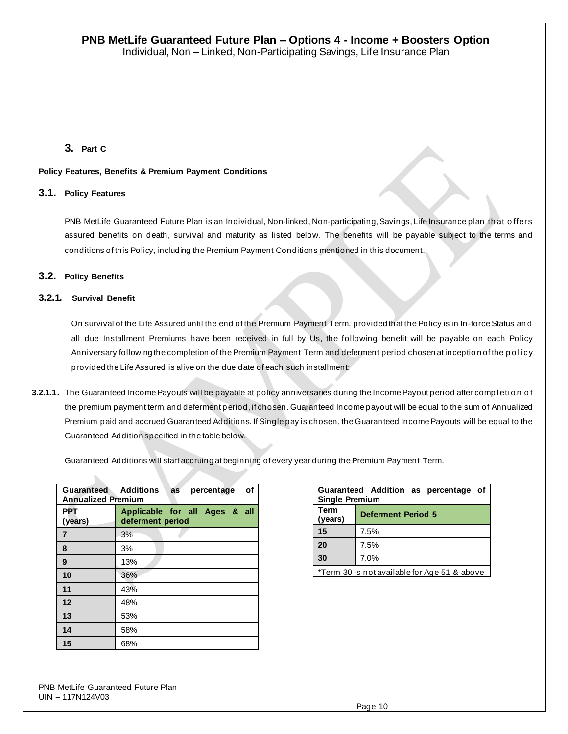# PNB MetLife Guaranteed Future Plan – Options 4 - Income + Boosters Option

Individual, Non – Linked, Non-Participating Savings, Life Insurance Plan

## 3. Part C

**Policy Features, Benefits & Premium Payment Conditions**

### 3.1. Policy Features

PNB MetLife Guaranteed Future Plan is an Individual, Non-linked, Non-participating, Savings, Life Insurance plan that offers assured benefits on death, survival and maturity as listed below. The benefits will be payable subject to the terms and conditions of this Policy, including the Premium Payment Conditions mentioned in this document.

### 3.2. Policy Benefits

#### 3.2.1. Survival Benefit

On survival of the Life Assured until the end of the Premium Payment Term, provided that the Policy is in In-force Status and all due Installment Premiums have been received in full by Us, the following benefit will be payable on each Policy Anniversary following the completion of the Premium Payment Term and deferment period chosen at inception of the policy provided the Life Assured is alive on the due date of each such installment:

**3.2.1.1.** The Guaranteed Income Payouts will be payable at policy anniversaries during the Income Payout period after completion of the premium payment term and deferment period, if chosen. Guaranteed Income payout will be equal to the sum of Annualized Premium paid and accrued Guaranteed Additions. If Single pay is chosen, the Guaranteed Income Payouts will be equal to the Guaranteed Addition specified in the table below.

Guaranteed Additions will start accruing at beginning of every year during the Premium Payment Term.

| Guaranteed Additions as percentage of Annualized Premium | |
|---|---|
| **PPT (years)** | **Applicable for all Ages & all deferment period** |
| **7** | 3% |
| **8** | 3% |
| **9** | 13% |
| **10** | 36% |
| **11** | 43% |
| **12** | 48% |
| **13** | 53% |
| **14** | 58% |
| **15** | 68% |

| Guaranteed Addition as percentage of Single Premium | |
|---|---|
| **Term (years)** | **Deferment Period 5** |
| **15** | 7.5% |
| **20** | 7.5% |
| **30** | 7.0% |
| *Term 30 is not available for Age 51 & above | |

PNB MetLife Guaranteed Future Plan
UIN – 117N124V03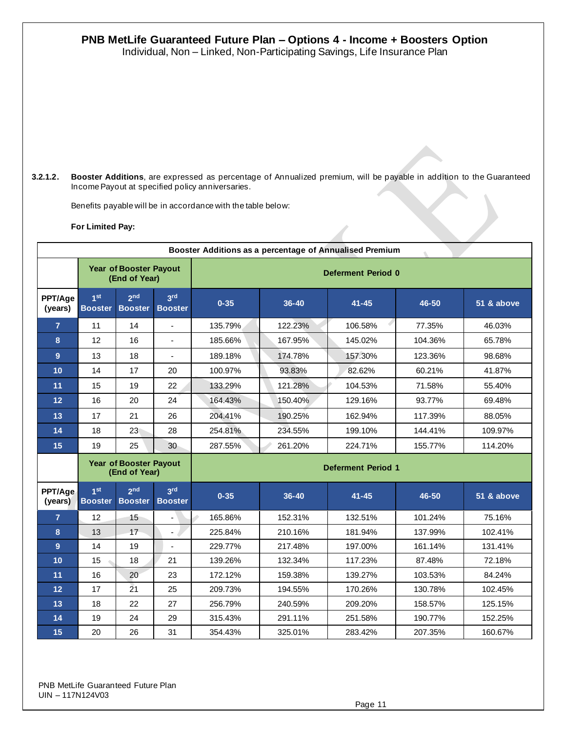# PNB MetLife Guaranteed Future Plan – Options 4 - Income + Boosters Option

Individual, Non – Linked, Non-Participating Savings, Life Insurance Plan

**3.2.1.2.** **Booster Additions**, are expressed as percentage of Annualized premium, will be payable in addition to the Guaranteed Income Payout at specified policy anniversaries.

Benefits payable will be in accordance with the table below:

**For Limited Pay:**

| Booster Additions as a percentage of Annualised Premium | | | | | | | | |
|---|---|---|---|---|---|---|---|---|
| | Year of Booster Payout (End of Year) | | | Deferment Period 0 | | | | |
| PPT/Age (years) | 1st Booster | 2nd Booster | 3rd Booster | 0-35 | 36-40 | 41-45 | 46-50 | 51 & above |
| 7 | 11 | 14 | - | 135.79% | 122.23% | 106.58% | 77.35% | 46.03% |
| 8 | 12 | 16 | - | 185.66% | 167.95% | 145.02% | 104.36% | 65.78% |
| 9 | 13 | 18 | - | 189.18% | 174.78% | 157.30% | 123.36% | 98.68% |
| 10 | 14 | 17 | 20 | 100.97% | 93.83% | 82.62% | 60.21% | 41.87% |
| 11 | 15 | 19 | 22 | 133.29% | 121.28% | 104.53% | 71.58% | 55.40% |
| 12 | 16 | 20 | 24 | 164.43% | 150.40% | 129.16% | 93.77% | 69.48% |
| 13 | 17 | 21 | 26 | 204.41% | 190.25% | 162.94% | 117.39% | 88.05% |
| 14 | 18 | 23 | 28 | 254.81% | 234.55% | 199.10% | 144.41% | 109.97% |
| 15 | 19 | 25 | 30 | 287.55% | 261.20% | 224.71% | 155.77% | 114.20% |
| | Year of Booster Payout (End of Year) | | | Deferment Period 1 | | | | |
| PPT/Age (years) | 1st Booster | 2nd Booster | 3rd Booster | 0-35 | 36-40 | 41-45 | 46-50 | 51 & above |
| 7 | 12 | 15 | - | 165.86% | 152.31% | 132.51% | 101.24% | 75.16% |
| 8 | 13 | 17 | - | 225.84% | 210.16% | 181.94% | 137.99% | 102.41% |
| 9 | 14 | 19 | - | 229.77% | 217.48% | 197.00% | 161.14% | 131.41% |
| 10 | 15 | 18 | 21 | 139.26% | 132.34% | 117.23% | 87.48% | 72.18% |
| 11 | 16 | 20 | 23 | 172.12% | 159.38% | 139.27% | 103.53% | 84.24% |
| 12 | 17 | 21 | 25 | 209.73% | 194.55% | 170.26% | 130.78% | 102.45% |
| 13 | 18 | 22 | 27 | 256.79% | 240.59% | 209.20% | 158.57% | 125.15% |
| 14 | 19 | 24 | 29 | 315.43% | 291.11% | 251.58% | 190.77% | 152.25% |
| 15 | 20 | 26 | 31 | 354.43% | 325.01% | 283.42% | 207.35% | 160.67% |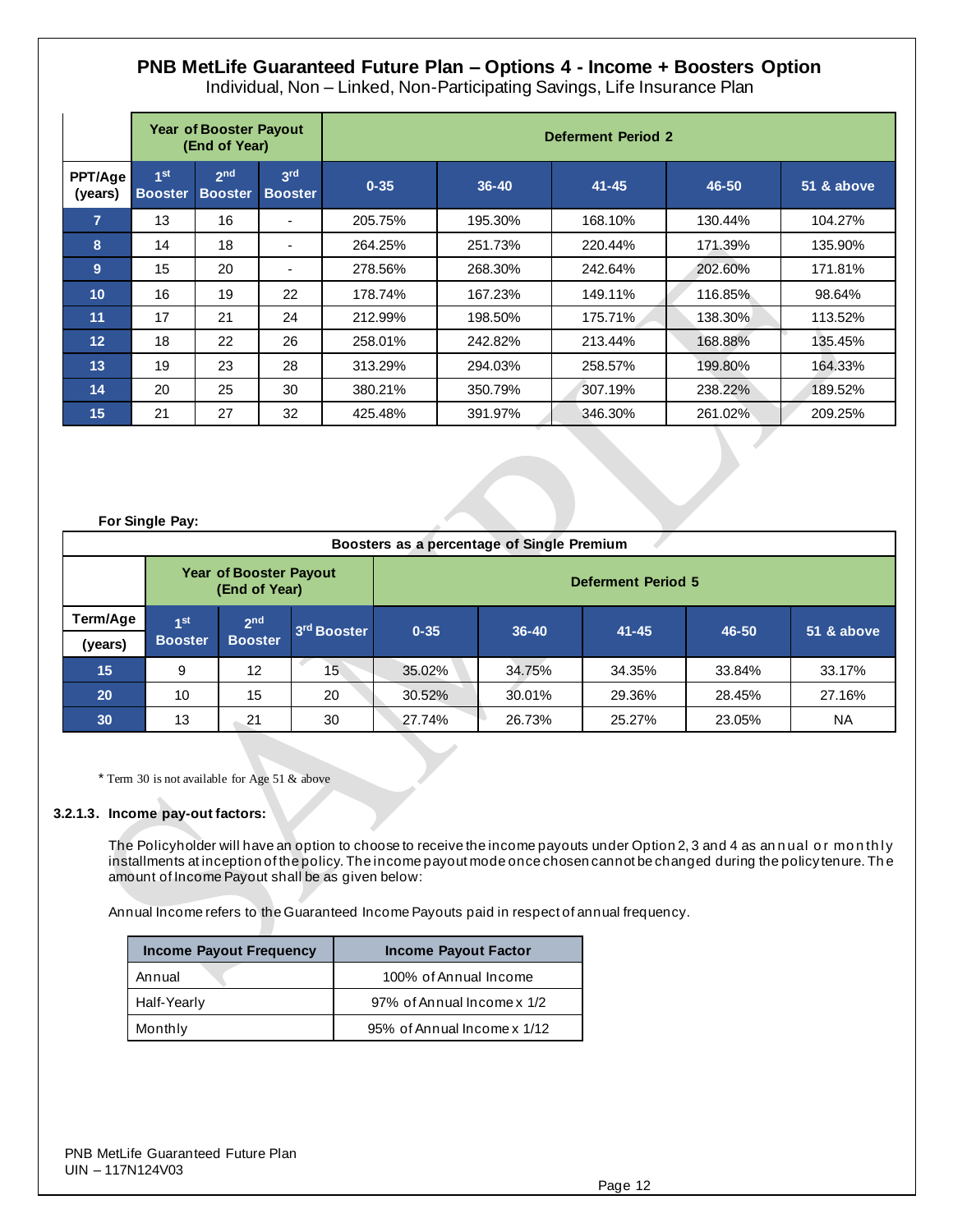## PNB MetLife Guaranteed Future Plan – Options 4 - Income + Boosters Option

Individual, Non – Linked, Non-Participating Savings, Life Insurance Plan

| | Year of Booster Payout (End of Year) | | | Deferment Period 2 | | | | |
|---|---|---|---|---|---|---|---|---|
| PPT/Age (years) | 1st Booster | 2nd Booster | 3rd Booster | 0-35 | 36-40 | 41-45 | 46-50 | 51 & above |
| 7 | 13 | 16 | - | 205.75% | 195.30% | 168.10% | 130.44% | 104.27% |
| 8 | 14 | 18 | - | 264.25% | 251.73% | 220.44% | 171.39% | 135.90% |
| 9 | 15 | 20 | - | 278.56% | 268.30% | 242.64% | 202.60% | 171.81% |
| 10 | 16 | 19 | 22 | 178.74% | 167.23% | 149.11% | 116.85% | 98.64% |
| 11 | 17 | 21 | 24 | 212.99% | 198.50% | 175.71% | 138.30% | 113.52% |
| 12 | 18 | 22 | 26 | 258.01% | 242.82% | 213.44% | 168.88% | 135.45% |
| 13 | 19 | 23 | 28 | 313.29% | 294.03% | 258.57% | 199.80% | 164.33% |
| 14 | 20 | 25 | 30 | 380.21% | 350.79% | 307.19% | 238.22% | 189.52% |
| 15 | 21 | 27 | 32 | 425.48% | 391.97% | 346.30% | 261.02% | 209.25% |

**For Single Pay:**

| Boosters as a percentage of Single Premium | | | | | | | | |
|---|---|---|---|---|---|---|---|---|
| | Year of Booster Payout (End of Year) | | | Deferment Period 5 | | | | |
| Term/Age (years) | 1st Booster | 2nd Booster | 3rd Booster | 0-35 | 36-40 | 41-45 | 46-50 | 51 & above |
| 15 | 9 | 12 | 15 | 35.02% | 34.75% | 34.35% | 33.84% | 33.17% |
| 20 | 10 | 15 | 20 | 30.52% | 30.01% | 29.36% | 28.45% | 27.16% |
| 30 | 13 | 21 | 30 | 27.74% | 26.73% | 25.27% | 23.05% | NA |

* Term 30 is not available for Age 51 & above

**3.2.1.3. Income pay-out factors:**

The Policyholder will have an option to choose to receive the income payouts under Option 2, 3 and 4 as annual or monthly installments at inception of the policy. The income payout mode once chosen cannot be changed during the policy tenure. The amount of Income Payout shall be as given below:

Annual Income refers to the Guaranteed Income Payouts paid in respect of annual frequency.

| Income Payout Frequency | Income Payout Factor |
|---|---|
| Annual | 100% of Annual Income |
| Half-Yearly | 97% of Annual Income x 1/2 |
| Monthly | 95% of Annual Income x 1/12 |

PNB MetLife Guaranteed Future Plan
UIN – 117N124V03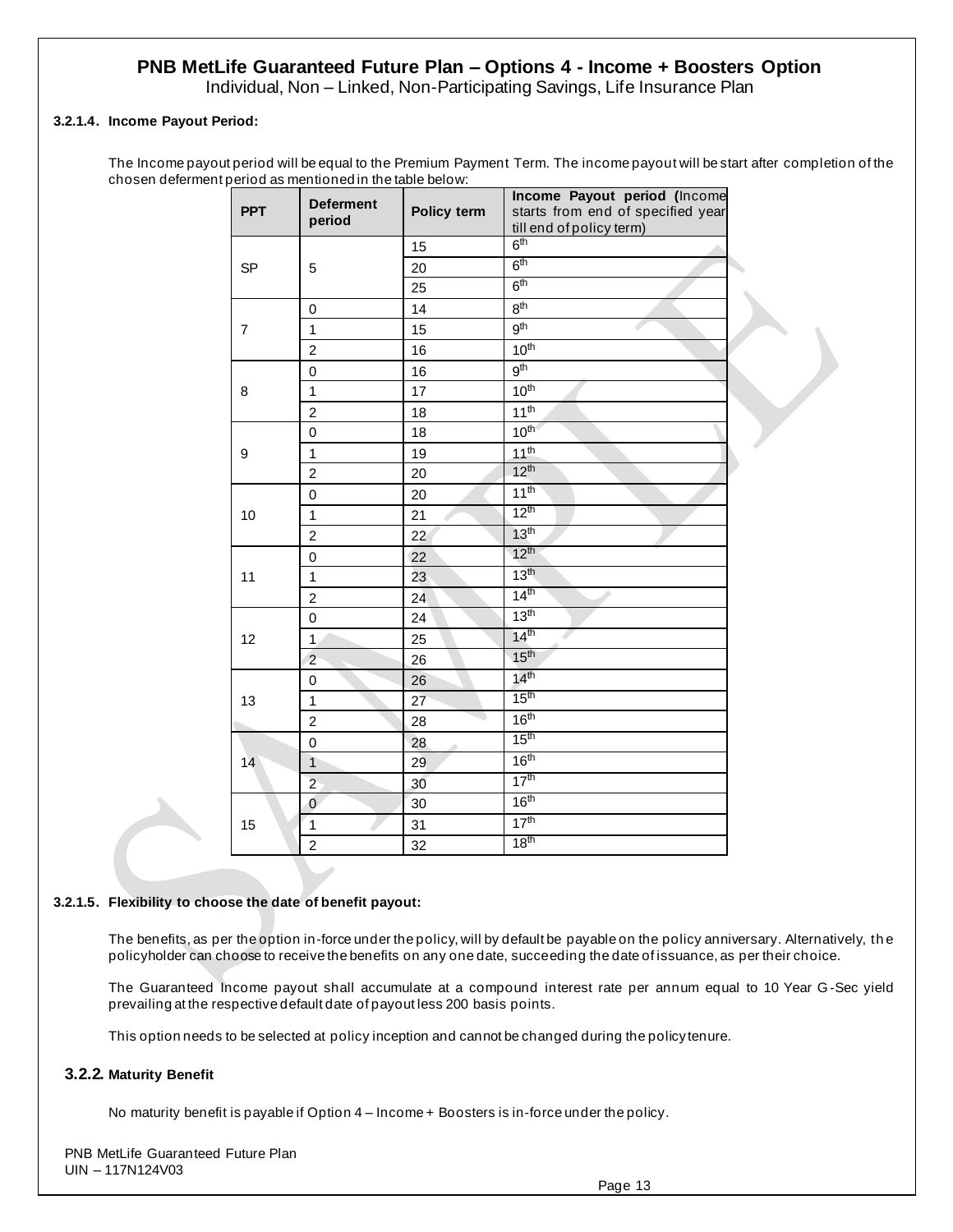## PNB MetLife Guaranteed Future Plan – Options 4 - Income + Boosters Option

Individual, Non – Linked, Non-Participating Savings, Life Insurance Plan

#### 3.2.1.4. Income Payout Period:

The Income payout period will be equal to the Premium Payment Term. The income payout will be start after completion of the chosen deferment period as mentioned in the table below:

| PPT | Deferment period | Policy term | Income Payout period (Income starts from end of specified year till end of policy term) |
|---|---|---|---|
| SP | 5 | 15 | 6th |
| | | 20 | 6th |
| | | 25 | 6th |
| 7 | 0 | 14 | 8th |
| | 1 | 15 | 9th |
| | 2 | 16 | 10th |
| 8 | 0 | 16 | 9th |
| | 1 | 17 | 10th |
| | 2 | 18 | 11th |
| 9 | 0 | 18 | 10th |
| | 1 | 19 | 11th |
| | 2 | 20 | 12th |
| 10 | 0 | 20 | 11th |
| | 1 | 21 | 12th |
| | 2 | 22 | 13th |
| 11 | 0 | 22 | 12th |
| | 1 | 23 | 13th |
| | 2 | 24 | 14th |
| 12 | 0 | 24 | 13th |
| | 1 | 25 | 14th |
| | 2 | 26 | 15th |
| 13 | 0 | 26 | 14th |
| | 1 | 27 | 15th |
| | 2 | 28 | 16th |
| 14 | 0 | 28 | 15th |
| | 1 | 29 | 16th |
| | 2 | 30 | 17th |
| 15 | 0 | 30 | 16th |
| | 1 | 31 | 17th |
| | 2 | 32 | 18th |

#### 3.2.1.5. Flexibility to choose the date of benefit payout:

The benefits, as per the option in-force under the policy, will by default be payable on the policy anniversary. Alternatively, the policyholder can choose to receive the benefits on any one date, succeeding the date of issuance, as per their choice.

The Guaranteed Income payout shall accumulate at a compound interest rate per annum equal to 10 Year G-Sec yield prevailing at the respective default date of payout less 200 basis points.

This option needs to be selected at policy inception and cannot be changed during the policy tenure.

### 3.2.2. Maturity Benefit

No maturity benefit is payable if Option 4 – Income + Boosters is in-force under the policy.

PNB MetLife Guaranteed Future Plan
UIN – 117N124V03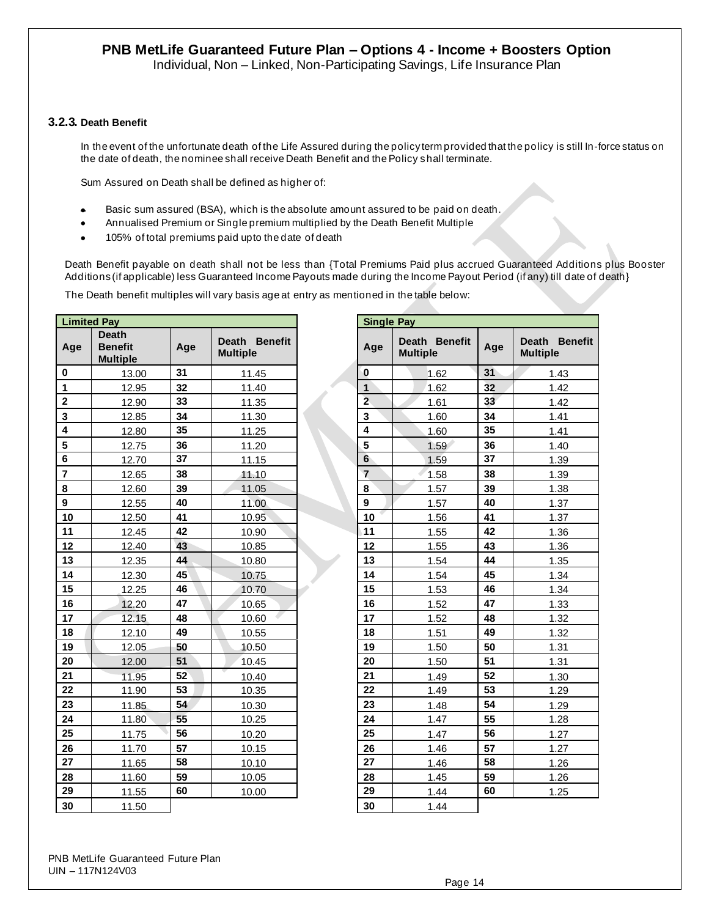### 3.2.3. Death Benefit

In the event of the unfortunate death of the Life Assured during the policy term provided that the policy is still In-force status on the date of death, the nominee shall receive Death Benefit and the Policy shall terminate.

Sum Assured on Death shall be defined as higher of:

- Basic sum assured (BSA), which is the absolute amount assured to be paid on death.
- Annualised Premium or Single premium multiplied by the Death Benefit Multiple
- 105% of total premiums paid upto the date of death

Death Benefit payable on death shall not be less than {Total Premiums Paid plus accrued Guaranteed Additions plus Booster Additions (if applicable) less Guaranteed Income Payouts made during the Income Payout Period (if any) till date of death}

The Death benefit multiples will vary basis age at entry as mentioned in the table below:

| Limited Pay | | | |
|---|---|---|---|
| Age | Death Benefit Multiple | Age | Death Benefit Multiple |
| 0 | 13.00 | 31 | 11.45 |
| 1 | 12.95 | 32 | 11.40 |
| 2 | 12.90 | 33 | 11.35 |
| 3 | 12.85 | 34 | 11.30 |
| 4 | 12.80 | 35 | 11.25 |
| 5 | 12.75 | 36 | 11.20 |
| 6 | 12.70 | 37 | 11.15 |
| 7 | 12.65 | 38 | 11.10 |
| 8 | 12.60 | 39 | 11.05 |
| 9 | 12.55 | 40 | 11.00 |
| 10 | 12.50 | 41 | 10.95 |
| 11 | 12.45 | 42 | 10.90 |
| 12 | 12.40 | 43 | 10.85 |
| 13 | 12.35 | 44 | 10.80 |
| 14 | 12.30 | 45 | 10.75 |
| 15 | 12.25 | 46 | 10.70 |
| 16 | 12.20 | 47 | 10.65 |
| 17 | 12.15 | 48 | 10.60 |
| 18 | 12.10 | 49 | 10.55 |
| 19 | 12.05 | 50 | 10.50 |
| 20 | 12.00 | 51 | 10.45 |
| 21 | 11.95 | 52 | 10.40 |
| 22 | 11.90 | 53 | 10.35 |
| 23 | 11.85 | 54 | 10.30 |
| 24 | 11.80 | 55 | 10.25 |
| 25 | 11.75 | 56 | 10.20 |
| 26 | 11.70 | 57 | 10.15 |
| 27 | 11.65 | 58 | 10.10 |
| 28 | 11.60 | 59 | 10.05 |
| 29 | 11.55 | 60 | 10.00 |
| 30 | 11.50 | | |

| Single Pay | | | |
|---|---|---|---|
| Age | Death Benefit Multiple | Age | Death Benefit Multiple |
| 0 | 1.62 | 31 | 1.43 |
| 1 | 1.62 | 32 | 1.42 |
| 2 | 1.61 | 33 | 1.42 |
| 3 | 1.60 | 34 | 1.41 |
| 4 | 1.60 | 35 | 1.41 |
| 5 | 1.59 | 36 | 1.40 |
| 6 | 1.59 | 37 | 1.39 |
| 7 | 1.58 | 38 | 1.39 |
| 8 | 1.57 | 39 | 1.38 |
| 9 | 1.57 | 40 | 1.37 |
| 10 | 1.56 | 41 | 1.37 |
| 11 | 1.55 | 42 | 1.36 |
| 12 | 1.55 | 43 | 1.36 |
| 13 | 1.54 | 44 | 1.35 |
| 14 | 1.54 | 45 | 1.34 |
| 15 | 1.53 | 46 | 1.34 |
| 16 | 1.52 | 47 | 1.33 |
| 17 | 1.52 | 48 | 1.32 |
| 18 | 1.51 | 49 | 1.32 |
| 19 | 1.50 | 50 | 1.31 |
| 20 | 1.50 | 51 | 1.31 |
| 21 | 1.49 | 52 | 1.30 |
| 22 | 1.49 | 53 | 1.29 |
| 23 | 1.48 | 54 | 1.29 |
| 24 | 1.47 | 55 | 1.28 |
| 25 | 1.47 | 56 | 1.27 |
| 26 | 1.46 | 57 | 1.27 |
| 27 | 1.46 | 58 | 1.26 |
| 28 | 1.45 | 59 | 1.26 |
| 29 | 1.44 | 60 | 1.25 |
| 30 | 1.44 | | |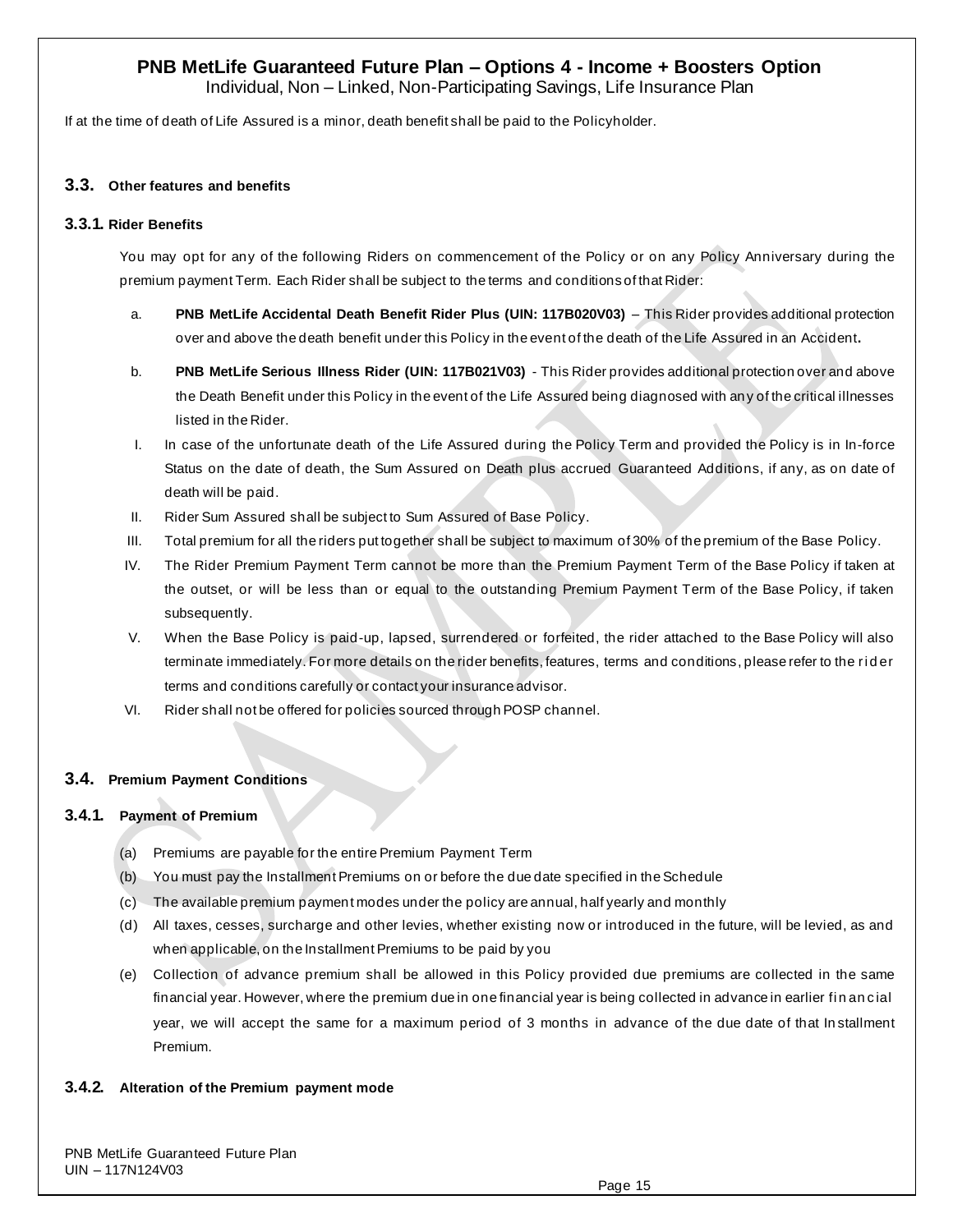If at the time of death of Life Assured is a minor, death benefit shall be paid to the Policyholder.

### 3.3. Other features and benefits

#### 3.3.1. Rider Benefits

You may opt for any of the following Riders on commencement of the Policy or on any Policy Anniversary during the premium payment Term. Each Rider shall be subject to the terms and conditions of that Rider:

a. **PNB MetLife Accidental Death Benefit Rider Plus (UIN: 117B020V03)** – This Rider provides additional protection over and above the death benefit under this Policy in the event of the death of the Life Assured in an Accident**.**

b. **PNB MetLife Serious Illness Rider (UIN: 117B021V03)** - This Rider provides additional protection over and above the Death Benefit under this Policy in the event of the Life Assured being diagnosed with any of the critical illnesses listed in the Rider.

I. In case of the unfortunate death of the Life Assured during the Policy Term and provided the Policy is in In-force Status on the date of death, the Sum Assured on Death plus accrued Guaranteed Additions, if any, as on date of death will be paid.

II. Rider Sum Assured shall be subject to Sum Assured of Base Policy.

III. Total premium for all the riders put together shall be subject to maximum of 30% of the premium of the Base Policy.

IV. The Rider Premium Payment Term cannot be more than the Premium Payment Term of the Base Policy if taken at the outset, or will be less than or equal to the outstanding Premium Payment Term of the Base Policy, if taken subsequently.

V. When the Base Policy is paid-up, lapsed, surrendered or forfeited, the rider attached to the Base Policy will also terminate immediately. For more details on the rider benefits, features, terms and conditions, please refer to the rider terms and conditions carefully or contact your insurance advisor.

VI. Rider shall not be offered for policies sourced through POSP channel.

### 3.4. Premium Payment Conditions

#### 3.4.1. Payment of Premium

(a) Premiums are payable for the entire Premium Payment Term

(b) You must pay the Installment Premiums on or before the due date specified in the Schedule

(c) The available premium payment modes under the policy are annual, half yearly and monthly

(d) All taxes, cesses, surcharge and other levies, whether existing now or introduced in the future, will be levied, as and when applicable, on the Installment Premiums to be paid by you

(e) Collection of advance premium shall be allowed in this Policy provided due premiums are collected in the same financial year. However, where the premium due in one financial year is being collected in advance in earlier financial year, we will accept the same for a maximum period of 3 months in advance of the due date of that Installment Premium.

#### 3.4.2. Alteration of the Premium payment mode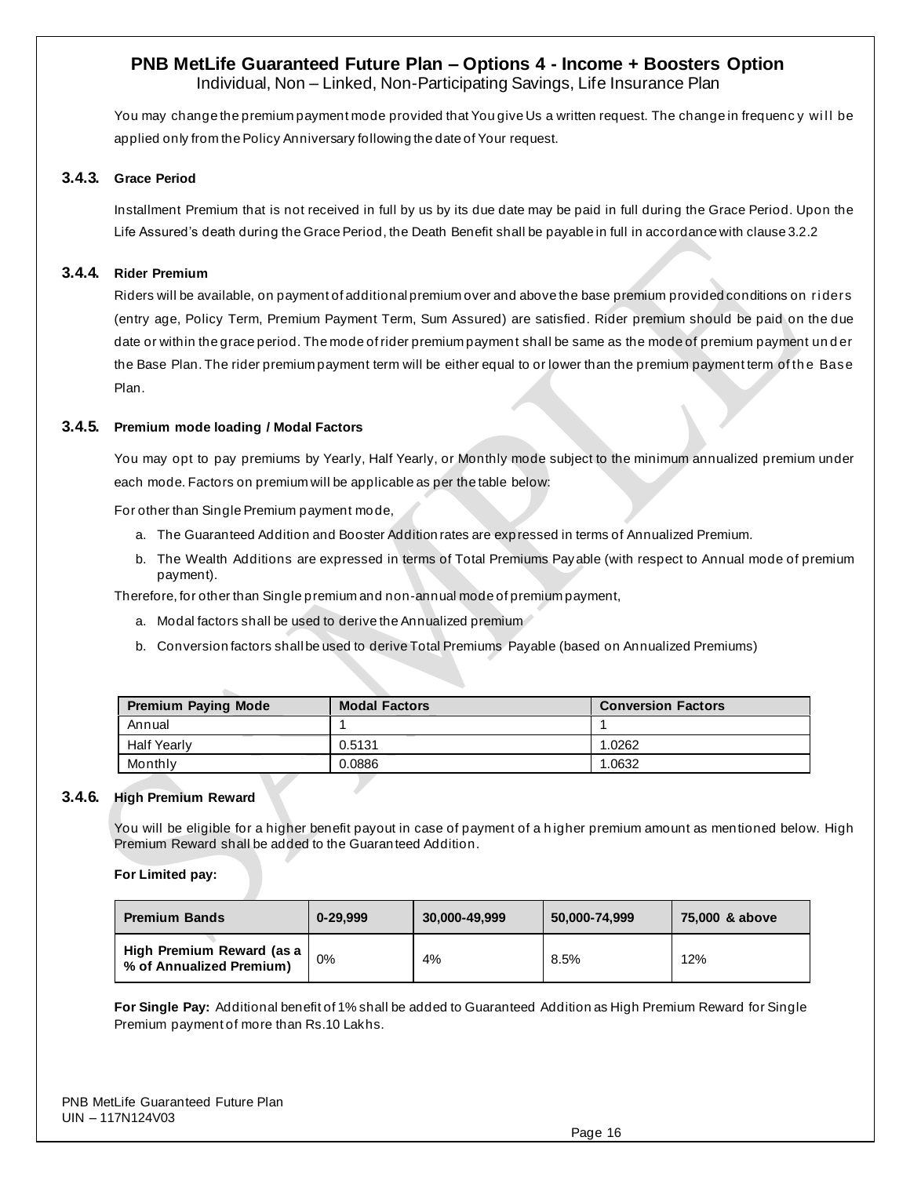You may change the premium payment mode provided that You give Us a written request. The change in frequency will be applied only from the Policy Anniversary following the date of Your request.

### 3.4.3. Grace Period

Installment Premium that is not received in full by us by its due date may be paid in full during the Grace Period. Upon the Life Assured's death during the Grace Period, the Death Benefit shall be payable in full in accordance with clause 3.2.2

### 3.4.4. Rider Premium

Riders will be available, on payment of additional premium over and above the base premium provided conditions on riders (entry age, Policy Term, Premium Payment Term, Sum Assured) are satisfied. Rider premium should be paid on the due date or within the grace period. The mode of rider premium payment shall be same as the mode of premium payment under the Base Plan. The rider premium payment term will be either equal to or lower than the premium payment term of the Base Plan.

### 3.4.5. Premium mode loading / Modal Factors

You may opt to pay premiums by Yearly, Half Yearly, or Monthly mode subject to the minimum annualized premium under each mode. Factors on premium will be applicable as per the table below:

For other than Single Premium payment mode,

a. The Guaranteed Addition and Booster Addition rates are expressed in terms of Annualized Premium.
b. The Wealth Additions are expressed in terms of Total Premiums Payable (with respect to Annual mode of premium payment).

Therefore, for other than Single premium and non-annual mode of premium payment,

a. Modal factors shall be used to derive the Annualized premium
b. Conversion factors shall be used to derive Total Premiums Payable (based on Annualized Premiums)

| Premium Paying Mode | Modal Factors | Conversion Factors |
|---|---|---|
| Annual | 1 | 1 |
| Half Yearly | 0.5131 | 1.0262 |
| Monthly | 0.0886 | 1.0632 |

### 3.4.6. High Premium Reward

You will be eligible for a higher benefit payout in case of payment of a higher premium amount as mentioned below. High Premium Reward shall be added to the Guaranteed Addition.

**For Limited pay:**

| Premium Bands | 0-29,999 | 30,000-49,999 | 50,000-74,999 | 75,000 & above |
|---|---|---|---|---|
| High Premium Reward (as a % of Annualized Premium) | 0% | 4% | 8.5% | 12% |

**For Single Pay:** Additional benefit of 1% shall be added to Guaranteed Addition as High Premium Reward for Single Premium payment of more than Rs.10 Lakhs.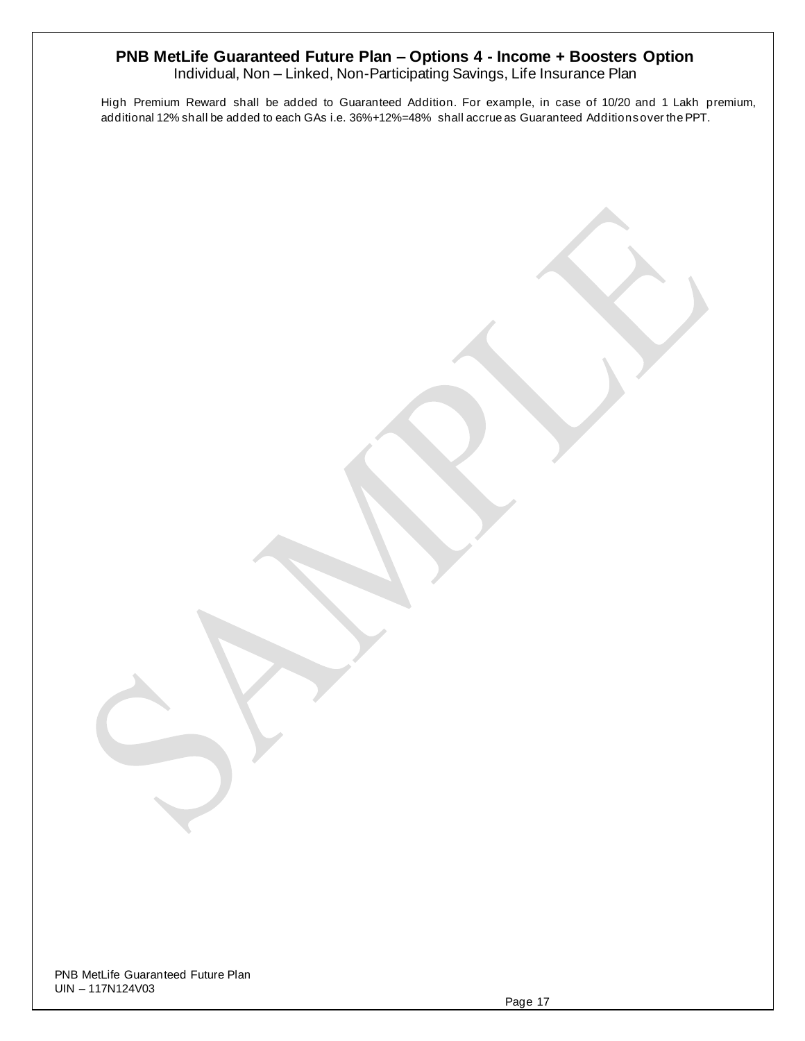High Premium Reward shall be added to Guaranteed Addition. For example, in case of 10/20 and 1 Lakh premium, additional 12% shall be added to each GAs i.e. 36%+12%=48% shall accrue as Guaranteed Additions over the PPT.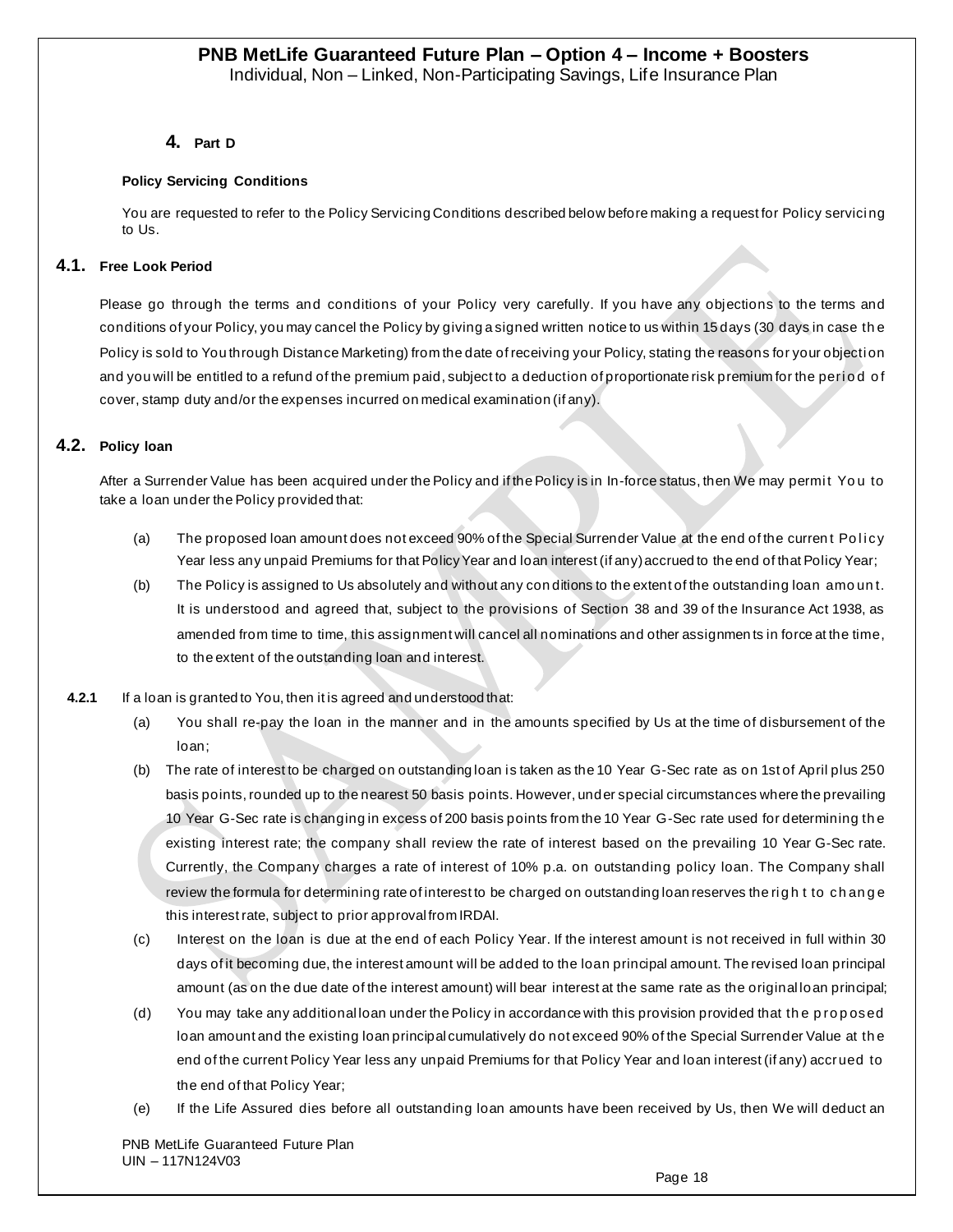## 4. Part D

**Policy Servicing Conditions**

You are requested to refer to the Policy Servicing Conditions described below before making a request for Policy servicing to Us.

### 4.1. Free Look Period

Please go through the terms and conditions of your Policy very carefully. If you have any objections to the terms and conditions of your Policy, you may cancel the Policy by giving a signed written notice to us within 15 days (30 days in case the Policy is sold to You through Distance Marketing) from the date of receiving your Policy, stating the reasons for your objection and you will be entitled to a refund of the premium paid, subject to a deduction of proportionate risk premium for the period of cover, stamp duty and/or the expenses incurred on medical examination (if any).

### 4.2. Policy loan

After a Surrender Value has been acquired under the Policy and if the Policy is in In-force status, then We may permit You to take a loan under the Policy provided that:

(a) The proposed loan amount does not exceed 90% of the Special Surrender Value at the end of the current Policy Year less any unpaid Premiums for that Policy Year and loan interest (if any) accrued to the end of that Policy Year;

(b) The Policy is assigned to Us absolutely and without any conditions to the extent of the outstanding loan amount. It is understood and agreed that, subject to the provisions of Section 38 and 39 of the Insurance Act 1938, as amended from time to time, this assignment will cancel all nominations and other assignments in force at the time, to the extent of the outstanding loan and interest.

**4.2.1** If a loan is granted to You, then it is agreed and understood that:

(a) You shall re-pay the loan in the manner and in the amounts specified by Us at the time of disbursement of the loan;

(b) The rate of interest to be charged on outstanding loan is taken as the 10 Year G-Sec rate as on 1st of April plus 250 basis points, rounded up to the nearest 50 basis points. However, under special circumstances where the prevailing 10 Year G-Sec rate is changing in excess of 200 basis points from the 10 Year G-Sec rate used for determining the existing interest rate; the company shall review the rate of interest based on the prevailing 10 Year G-Sec rate. Currently, the Company charges a rate of interest of 10% p.a. on outstanding policy loan. The Company shall review the formula for determining rate of interest to be charged on outstanding loan reserves the right to change this interest rate, subject to prior approval from IRDAI.

(c) Interest on the loan is due at the end of each Policy Year. If the interest amount is not received in full within 30 days of it becoming due, the interest amount will be added to the loan principal amount. The revised loan principal amount (as on the due date of the interest amount) will bear interest at the same rate as the original loan principal;

(d) You may take any additional loan under the Policy in accordance with this provision provided that the proposed loan amount and the existing loan principal cumulatively do not exceed 90% of the Special Surrender Value at the end of the current Policy Year less any unpaid Premiums for that Policy Year and loan interest (if any) accrued to the end of that Policy Year;

(e) If the Life Assured dies before all outstanding loan amounts have been received by Us, then We will deduct an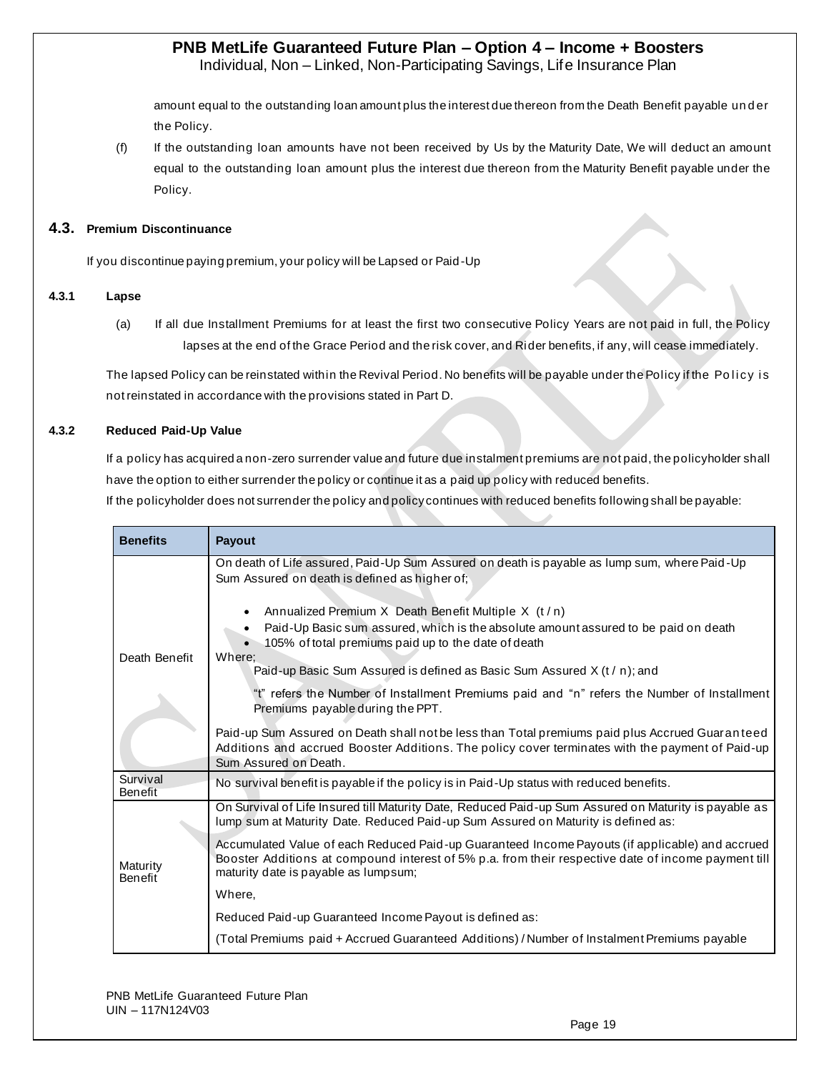amount equal to the outstanding loan amount plus the interest due thereon from the Death Benefit payable under the Policy.

(f) If the outstanding loan amounts have not been received by Us by the Maturity Date, We will deduct an amount equal to the outstanding loan amount plus the interest due thereon from the Maturity Benefit payable under the Policy.

## 4.3. Premium Discontinuance

If you discontinue paying premium, your policy will be Lapsed or Paid-Up

### 4.3.1 Lapse

(a) If all due Installment Premiums for at least the first two consecutive Policy Years are not paid in full, the Policy lapses at the end of the Grace Period and the risk cover, and Rider benefits, if any, will cease immediately.

The lapsed Policy can be reinstated within the Revival Period. No benefits will be payable under the Policy if the Policy is not reinstated in accordance with the provisions stated in Part D.

### 4.3.2 Reduced Paid-Up Value

If a policy has acquired a non-zero surrender value and future due instalment premiums are not paid, the policyholder shall have the option to either surrender the policy or continue it as a paid up policy with reduced benefits.

If the policyholder does not surrender the policy and policy continues with reduced benefits following shall be payable:

| Benefits | Payout |
|---|---|
| Death Benefit | On death of Life assured, Paid-Up Sum Assured on death is payable as lump sum, where Paid-Up Sum Assured on death is defined as higher of;<br>• Annualized Premium X Death Benefit Multiple X (t / n)<br>• Paid-Up Basic sum assured, which is the absolute amount assured to be paid on death<br>• 105% of total premiums paid up to the date of death<br>Where;<br>Paid-up Basic Sum Assured is defined as Basic Sum Assured X (t / n); and<br>"t" refers the Number of Installment Premiums paid and "n" refers the Number of Installment Premiums payable during the PPT.<br>Paid-up Sum Assured on Death shall not be less than Total premiums paid plus Accrued Guaranteed Additions and accrued Booster Additions. The policy cover terminates with the payment of Paid-up Sum Assured on Death. |
| Survival Benefit | No survival benefit is payable if the policy is in Paid-Up status with reduced benefits. |
| Maturity Benefit | On Survival of Life Insured till Maturity Date, Reduced Paid-up Sum Assured on Maturity is payable as lump sum at Maturity Date. Reduced Paid-up Sum Assured on Maturity is defined as:<br>Accumulated Value of each Reduced Paid-up Guaranteed Income Payouts (if applicable) and accrued Booster Additions at compound interest of 5% p.a. from their respective date of income payment till maturity date is payable as lumpsum;<br>Where,<br>Reduced Paid-up Guaranteed Income Payout is defined as:<br>(Total Premiums paid + Accrued Guaranteed Additions) / Number of Instalment Premiums payable |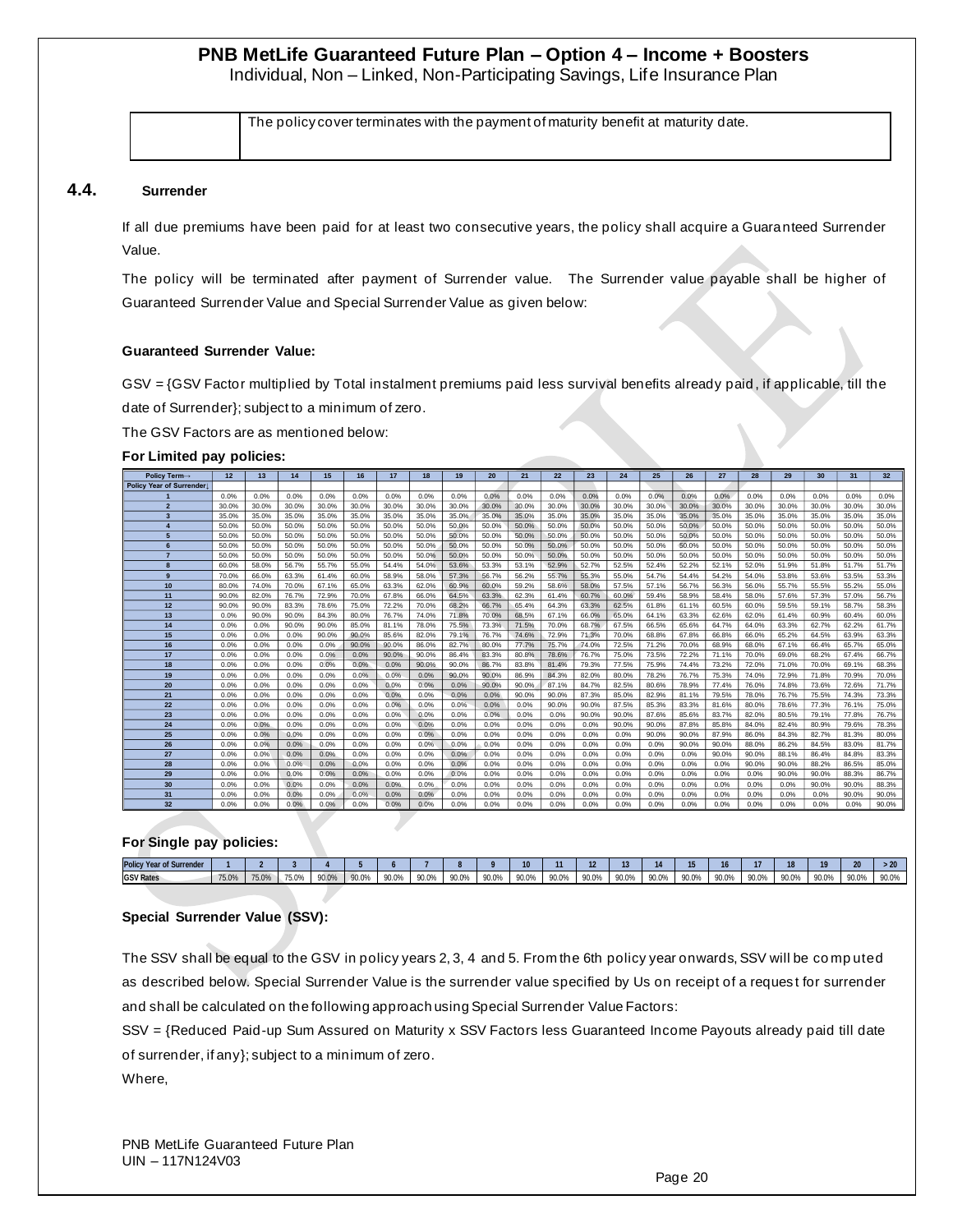# PNB MetLife Guaranteed Future Plan – Option 4 – Income + Boosters

Individual, Non – Linked, Non-Participating Savings, Life Insurance Plan

| | The policy cover terminates with the payment of maturity benefit at maturity date. |
|---|---|

## 4.4. Surrender

If all due premiums have been paid for at least two consecutive years, the policy shall acquire a Guaranteed Surrender Value.

The policy will be terminated after payment of Surrender value. The Surrender value payable shall be higher of Guaranteed Surrender Value and Special Surrender Value as given below:

**Guaranteed Surrender Value:**

GSV = {GSV Factor multiplied by Total instalment premiums paid less survival benefits already paid, if applicable, till the date of Surrender}; subject to a minimum of zero.

The GSV Factors are as mentioned below:

**For Limited pay policies:**

| Policy Term→ | 12 | 13 | 14 | 15 | 16 | 17 | 18 | 19 | 20 | 21 | 22 | 23 | 24 | 25 | 26 | 27 | 28 | 29 | 30 | 31 | 32 |
|---|---|---|---|---|---|---|---|---|---|---|---|---|---|---|---|---|---|---|---|---|---|
| Policy Year of Surrender↓ | | | | | | | | | | | | | | | | | | | | | |
| 1 | 0.0% | 0.0% | 0.0% | 0.0% | 0.0% | 0.0% | 0.0% | 0.0% | 0.0% | 0.0% | 0.0% | 0.0% | 0.0% | 0.0% | 0.0% | 0.0% | 0.0% | 0.0% | 0.0% | 0.0% | 0.0% |
| 2 | 30.0% | 30.0% | 30.0% | 30.0% | 30.0% | 30.0% | 30.0% | 30.0% | 30.0% | 30.0% | 30.0% | 30.0% | 30.0% | 30.0% | 30.0% | 30.0% | 30.0% | 30.0% | 30.0% | 30.0% | 30.0% |
| 3 | 35.0% | 35.0% | 35.0% | 35.0% | 35.0% | 35.0% | 35.0% | 35.0% | 35.0% | 35.0% | 35.0% | 35.0% | 35.0% | 35.0% | 35.0% | 35.0% | 35.0% | 35.0% | 35.0% | 35.0% | 35.0% |
| 4 | 50.0% | 50.0% | 50.0% | 50.0% | 50.0% | 50.0% | 50.0% | 50.0% | 50.0% | 50.0% | 50.0% | 50.0% | 50.0% | 50.0% | 50.0% | 50.0% | 50.0% | 50.0% | 50.0% | 50.0% | 50.0% |
| 5 | 50.0% | 50.0% | 50.0% | 50.0% | 50.0% | 50.0% | 50.0% | 50.0% | 50.0% | 50.0% | 50.0% | 50.0% | 50.0% | 50.0% | 50.0% | 50.0% | 50.0% | 50.0% | 50.0% | 50.0% | 50.0% |
| 6 | 50.0% | 50.0% | 50.0% | 50.0% | 50.0% | 50.0% | 50.0% | 50.0% | 50.0% | 50.0% | 50.0% | 50.0% | 50.0% | 50.0% | 50.0% | 50.0% | 50.0% | 50.0% | 50.0% | 50.0% | 50.0% |
| 7 | 50.0% | 50.0% | 50.0% | 50.0% | 50.0% | 50.0% | 50.0% | 50.0% | 50.0% | 50.0% | 50.0% | 50.0% | 50.0% | 50.0% | 50.0% | 50.0% | 50.0% | 50.0% | 50.0% | 50.0% | 50.0% |
| 8 | 60.0% | 58.0% | 56.7% | 55.7% | 55.0% | 54.4% | 54.0% | 53.6% | 53.3% | 53.1% | 52.9% | 52.7% | 52.5% | 52.4% | 52.2% | 52.1% | 52.0% | 51.9% | 51.8% | 51.7% | 51.7% |
| 9 | 70.0% | 66.0% | 63.3% | 61.4% | 60.0% | 58.9% | 58.0% | 57.3% | 56.7% | 56.2% | 55.7% | 55.3% | 55.0% | 54.7% | 54.4% | 54.2% | 54.0% | 53.8% | 53.6% | 53.5% | 53.3% |
| 10 | 80.0% | 74.0% | 70.0% | 67.1% | 65.0% | 63.3% | 62.0% | 60.9% | 60.0% | 59.2% | 58.6% | 58.0% | 57.5% | 57.1% | 56.7% | 56.3% | 56.0% | 55.7% | 55.5% | 55.2% | 55.0% |
| 11 | 90.0% | 82.0% | 76.7% | 72.9% | 70.0% | 67.8% | 66.0% | 64.5% | 63.3% | 62.3% | 61.4% | 60.7% | 60.0% | 59.4% | 58.9% | 58.4% | 58.0% | 57.6% | 57.3% | 57.0% | 56.7% |
| 12 | 90.0% | 90.0% | 83.3% | 78.6% | 75.0% | 72.2% | 70.0% | 68.2% | 66.7% | 65.4% | 64.3% | 63.3% | 62.5% | 61.8% | 61.1% | 60.5% | 60.0% | 59.5% | 59.1% | 58.7% | 58.3% |
| 13 | 0.0% | 90.0% | 90.0% | 84.3% | 80.0% | 76.7% | 74.0% | 71.8% | 70.0% | 68.5% | 67.1% | 66.0% | 65.0% | 64.1% | 63.3% | 62.6% | 62.0% | 61.4% | 60.9% | 60.4% | 60.0% |
| 14 | 0.0% | 0.0% | 90.0% | 90.0% | 85.0% | 81.1% | 78.0% | 75.5% | 73.3% | 71.5% | 70.0% | 68.7% | 67.5% | 66.5% | 65.6% | 64.7% | 64.0% | 63.3% | 62.7% | 62.2% | 61.7% |
| 15 | 0.0% | 0.0% | 0.0% | 90.0% | 90.0% | 85.6% | 82.0% | 79.1% | 76.7% | 74.6% | 72.9% | 71.3% | 70.0% | 68.8% | 67.8% | 66.8% | 66.0% | 65.2% | 64.5% | 63.9% | 63.3% |
| 16 | 0.0% | 0.0% | 0.0% | 0.0% | 90.0% | 90.0% | 86.0% | 82.7% | 80.0% | 77.7% | 75.7% | 74.0% | 72.5% | 71.2% | 70.0% | 68.9% | 68.0% | 67.1% | 66.4% | 65.7% | 65.0% |
| 17 | 0.0% | 0.0% | 0.0% | 0.0% | 0.0% | 90.0% | 90.0% | 86.4% | 83.3% | 80.8% | 78.6% | 76.7% | 75.0% | 73.5% | 72.2% | 71.1% | 70.0% | 69.0% | 68.2% | 67.4% | 66.7% |
| 18 | 0.0% | 0.0% | 0.0% | 0.0% | 0.0% | 0.0% | 90.0% | 90.0% | 86.7% | 83.8% | 81.4% | 79.3% | 77.5% | 75.9% | 74.4% | 73.2% | 72.0% | 71.0% | 70.0% | 69.1% | 68.3% |
| 19 | 0.0% | 0.0% | 0.0% | 0.0% | 0.0% | 0.0% | 0.0% | 90.0% | 90.0% | 86.9% | 84.3% | 82.0% | 80.0% | 78.2% | 76.7% | 75.3% | 74.0% | 72.9% | 71.8% | 70.9% | 70.0% |
| 20 | 0.0% | 0.0% | 0.0% | 0.0% | 0.0% | 0.0% | 0.0% | 0.0% | 90.0% | 90.0% | 87.1% | 84.7% | 82.5% | 80.6% | 78.9% | 77.4% | 76.0% | 74.8% | 73.6% | 72.6% | 71.7% |
| 21 | 0.0% | 0.0% | 0.0% | 0.0% | 0.0% | 0.0% | 0.0% | 0.0% | 0.0% | 90.0% | 90.0% | 87.3% | 85.0% | 82.9% | 81.1% | 79.5% | 78.0% | 76.7% | 75.5% | 74.3% | 73.3% |
| 22 | 0.0% | 0.0% | 0.0% | 0.0% | 0.0% | 0.0% | 0.0% | 0.0% | 0.0% | 0.0% | 90.0% | 90.0% | 87.5% | 85.3% | 83.3% | 81.6% | 80.0% | 78.6% | 77.3% | 76.1% | 75.0% |
| 23 | 0.0% | 0.0% | 0.0% | 0.0% | 0.0% | 0.0% | 0.0% | 0.0% | 0.0% | 0.0% | 0.0% | 90.0% | 90.0% | 87.6% | 85.6% | 83.7% | 82.0% | 80.5% | 79.1% | 77.8% | 76.7% |
| 24 | 0.0% | 0.0% | 0.0% | 0.0% | 0.0% | 0.0% | 0.0% | 0.0% | 0.0% | 0.0% | 0.0% | 0.0% | 90.0% | 90.0% | 87.8% | 85.8% | 84.0% | 82.4% | 80.9% | 79.6% | 78.3% |
| 25 | 0.0% | 0.0% | 0.0% | 0.0% | 0.0% | 0.0% | 0.0% | 0.0% | 0.0% | 0.0% | 0.0% | 0.0% | 0.0% | 90.0% | 90.0% | 87.9% | 86.0% | 84.3% | 82.7% | 81.3% | 80.0% |
| 26 | 0.0% | 0.0% | 0.0% | 0.0% | 0.0% | 0.0% | 0.0% | 0.0% | 0.0% | 0.0% | 0.0% | 0.0% | 0.0% | 0.0% | 90.0% | 90.0% | 88.0% | 86.2% | 84.5% | 83.0% | 81.7% |
| 27 | 0.0% | 0.0% | 0.0% | 0.0% | 0.0% | 0.0% | 0.0% | 0.0% | 0.0% | 0.0% | 0.0% | 0.0% | 0.0% | 0.0% | 0.0% | 90.0% | 90.0% | 88.1% | 86.4% | 84.8% | 83.3% |
| 28 | 0.0% | 0.0% | 0.0% | 0.0% | 0.0% | 0.0% | 0.0% | 0.0% | 0.0% | 0.0% | 0.0% | 0.0% | 0.0% | 0.0% | 0.0% | 0.0% | 90.0% | 90.0% | 88.2% | 86.5% | 85.0% |
| 29 | 0.0% | 0.0% | 0.0% | 0.0% | 0.0% | 0.0% | 0.0% | 0.0% | 0.0% | 0.0% | 0.0% | 0.0% | 0.0% | 0.0% | 0.0% | 0.0% | 0.0% | 90.0% | 90.0% | 88.3% | 86.7% |
| 30 | 0.0% | 0.0% | 0.0% | 0.0% | 0.0% | 0.0% | 0.0% | 0.0% | 0.0% | 0.0% | 0.0% | 0.0% | 0.0% | 0.0% | 0.0% | 0.0% | 0.0% | 0.0% | 90.0% | 90.0% | 88.3% |
| 31 | 0.0% | 0.0% | 0.0% | 0.0% | 0.0% | 0.0% | 0.0% | 0.0% | 0.0% | 0.0% | 0.0% | 0.0% | 0.0% | 0.0% | 0.0% | 0.0% | 0.0% | 0.0% | 0.0% | 90.0% | 90.0% |
| 32 | 0.0% | 0.0% | 0.0% | 0.0% | 0.0% | 0.0% | 0.0% | 0.0% | 0.0% | 0.0% | 0.0% | 0.0% | 0.0% | 0.0% | 0.0% | 0.0% | 0.0% | 0.0% | 0.0% | 0.0% | 90.0% |

**For Single pay policies:**

| Policy Year of Surrender | 1 | 2 | 3 | 4 | 5 | 6 | 7 | 8 | 9 | 10 | 11 | 12 | 13 | 14 | 15 | 16 | 17 | 18 | 19 | 20 | > 20 |
|---|---|---|---|---|---|---|---|---|---|---|---|---|---|---|---|---|---|---|---|---|---|
| GSV Rates | 75.0% | 75.0% | 75.0% | 90.0% | 90.0% | 90.0% | 90.0% | 90.0% | 90.0% | 90.0% | 90.0% | 90.0% | 90.0% | 90.0% | 90.0% | 90.0% | 90.0% | 90.0% | 90.0% | 90.0% | 90.0% |

**Special Surrender Value (SSV):**

The SSV shall be equal to the GSV in policy years 2, 3, 4 and 5. From the 6th policy year onwards, SSV will be computed as described below. Special Surrender Value is the surrender value specified by Us on receipt of a request for surrender and shall be calculated on the following approach using Special Surrender Value Factors:

SSV = {Reduced Paid-up Sum Assured on Maturity x SSV Factors less Guaranteed Income Payouts already paid till date of surrender, if any}; subject to a minimum of zero.

Where,

PNB MetLife Guaranteed Future Plan
UIN – 117N124V03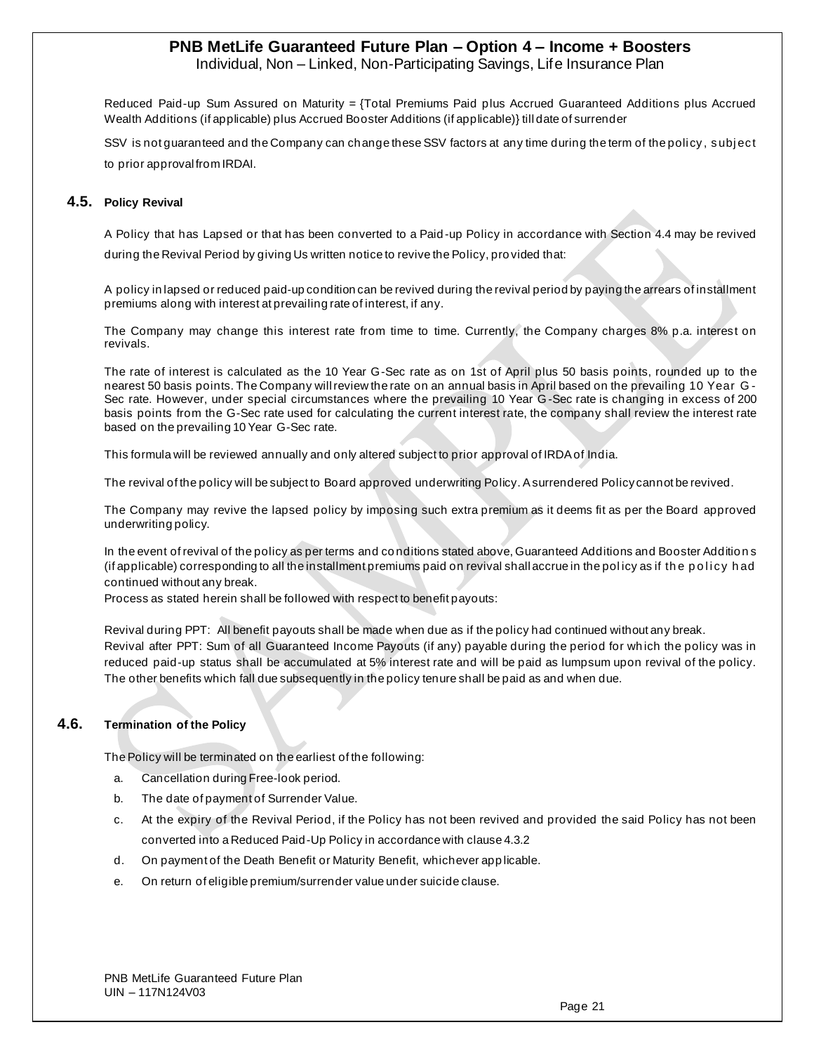Reduced Paid-up Sum Assured on Maturity = {Total Premiums Paid plus Accrued Guaranteed Additions plus Accrued Wealth Additions (if applicable) plus Accrued Booster Additions (if applicable)} till date of surrender

SSV is not guaranteed and the Company can change these SSV factors at any time during the term of the policy, subject to prior approval from IRDAI.

## 4.5. Policy Revival

A Policy that has Lapsed or that has been converted to a Paid-up Policy in accordance with Section 4.4 may be revived during the Revival Period by giving Us written notice to revive the Policy, provided that:

A policy in lapsed or reduced paid-up condition can be revived during the revival period by paying the arrears of installment premiums along with interest at prevailing rate of interest, if any.

The Company may change this interest rate from time to time. Currently, the Company charges 8% p.a. interest on revivals.

The rate of interest is calculated as the 10 Year G-Sec rate as on 1st of April plus 50 basis points, rounded up to the nearest 50 basis points. The Company will review the rate on an annual basis in April based on the prevailing 10 Year G-Sec rate. However, under special circumstances where the prevailing 10 Year G-Sec rate is changing in excess of 200 basis points from the G-Sec rate used for calculating the current interest rate, the company shall review the interest rate based on the prevailing 10 Year G-Sec rate.

This formula will be reviewed annually and only altered subject to prior approval of IRDA of India.

The revival of the policy will be subject to Board approved underwriting Policy. A surrendered Policy cannot be revived.

The Company may revive the lapsed policy by imposing such extra premium as it deems fit as per the Board approved underwriting policy.

In the event of revival of the policy as per terms and conditions stated above, Guaranteed Additions and Booster Additions (if applicable) corresponding to all the installment premiums paid on revival shall accrue in the policy as if the policy had continued without any break.

Process as stated herein shall be followed with respect to benefit payouts:

Revival during PPT: All benefit payouts shall be made when due as if the policy had continued without any break.

Revival after PPT: Sum of all Guaranteed Income Payouts (if any) payable during the period for which the policy was in reduced paid-up status shall be accumulated at 5% interest rate and will be paid as lumpsum upon revival of the policy. The other benefits which fall due subsequently in the policy tenure shall be paid as and when due.

## 4.6. Termination of the Policy

The Policy will be terminated on the earliest of the following:

a. Cancellation during Free-look period.
b. The date of payment of Surrender Value.
c. At the expiry of the Revival Period, if the Policy has not been revived and provided the said Policy has not been converted into a Reduced Paid-Up Policy in accordance with clause 4.3.2
d. On payment of the Death Benefit or Maturity Benefit, whichever applicable.
e. On return of eligible premium/surrender value under suicide clause.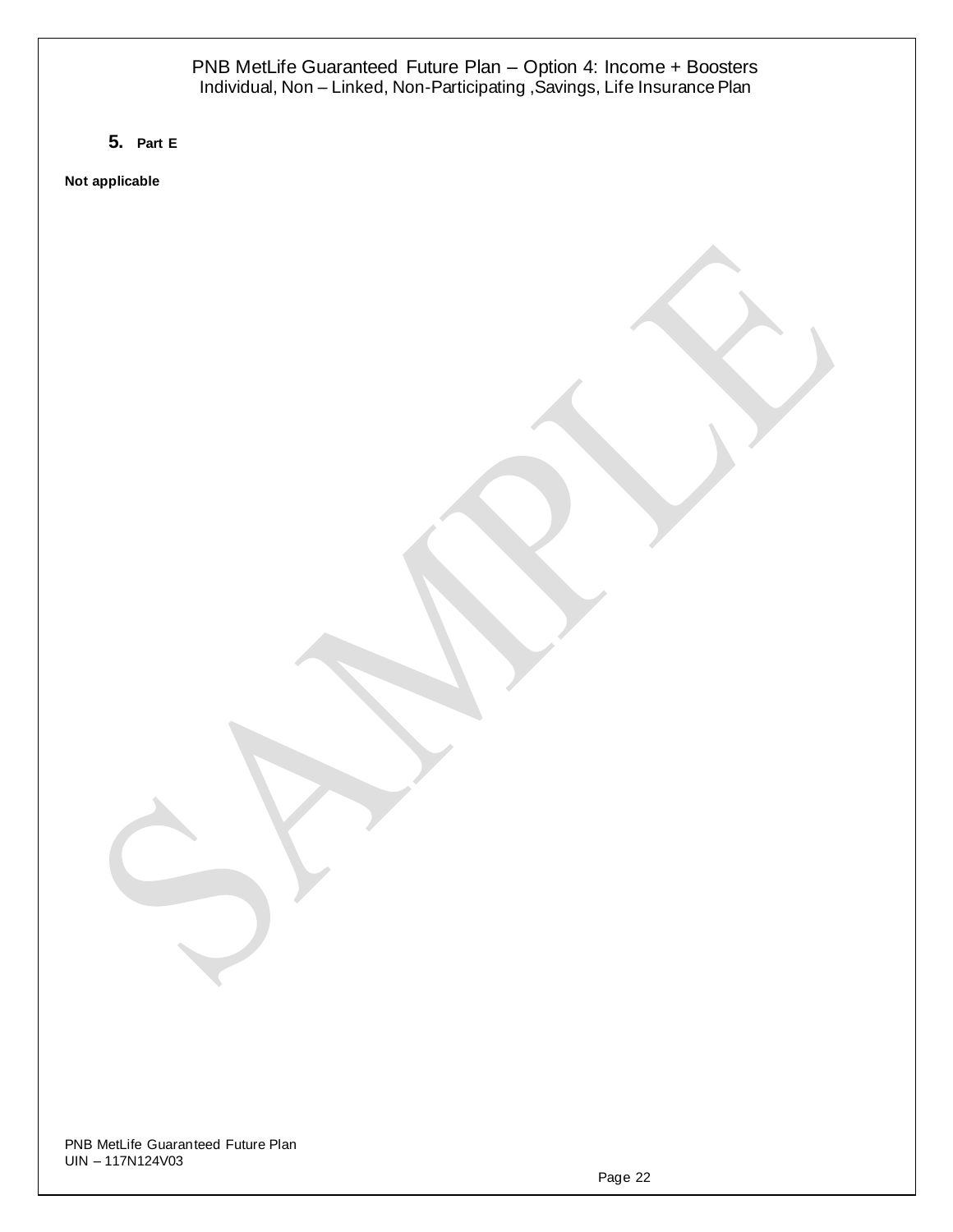## 5. Part E

**Not applicable**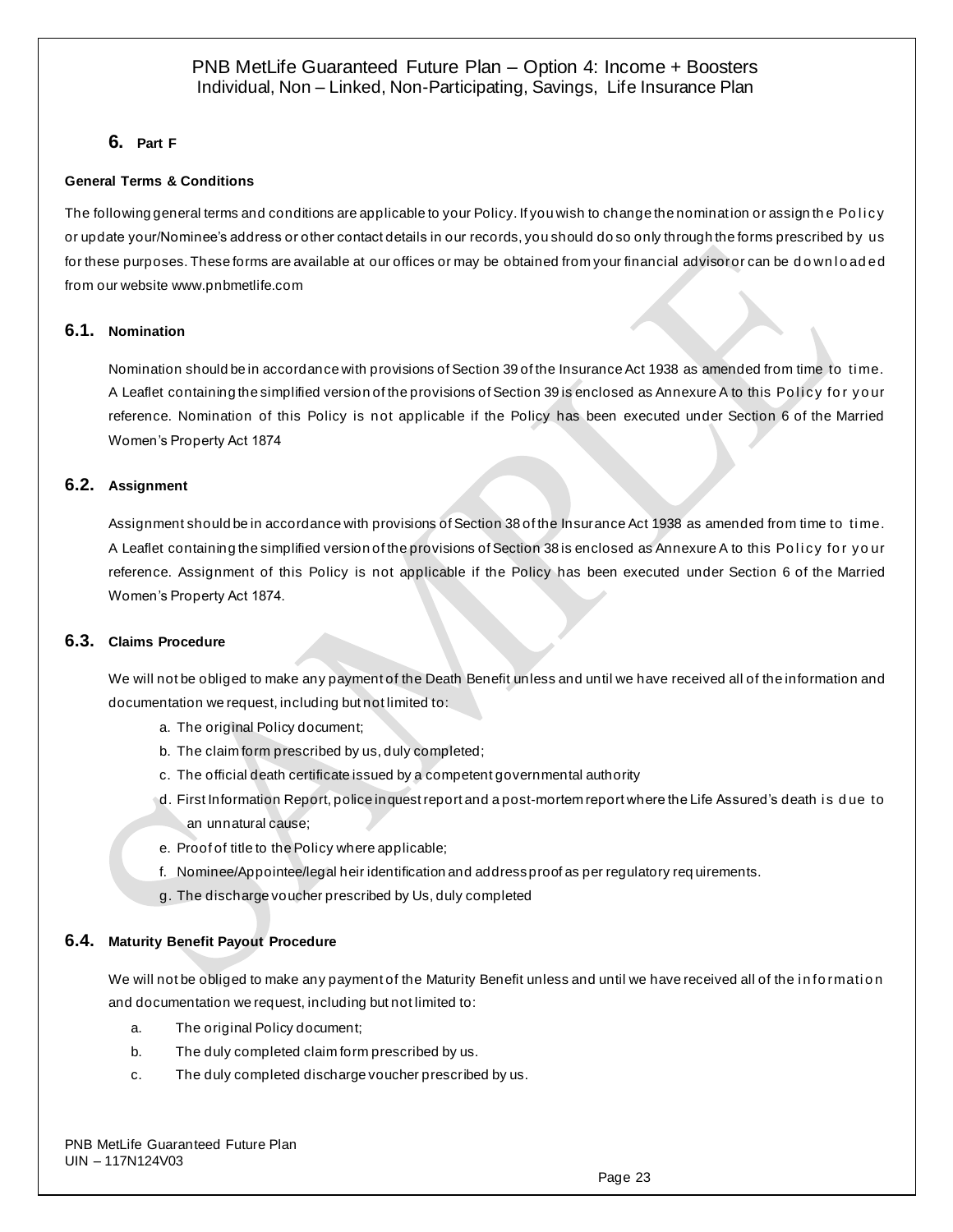## 6. Part F

**General Terms & Conditions**

The following general terms and conditions are applicable to your Policy. If you wish to change the nomination or assign the Policy or update your/Nominee's address or other contact details in our records, you should do so only through the forms prescribed by us for these purposes. These forms are available at our offices or may be obtained from your financial advisor or can be downloaded from our website www.pnbmetlife.com

### 6.1. Nomination

Nomination should be in accordance with provisions of Section 39 of the Insurance Act 1938 as amended from time to time. A Leaflet containing the simplified version of the provisions of Section 39 is enclosed as Annexure A to this Policy for your reference. Nomination of this Policy is not applicable if the Policy has been executed under Section 6 of the Married Women's Property Act 1874

### 6.2. Assignment

Assignment should be in accordance with provisions of Section 38 of the Insurance Act 1938 as amended from time to time. A Leaflet containing the simplified version of the provisions of Section 38 is enclosed as Annexure A to this Policy for your reference. Assignment of this Policy is not applicable if the Policy has been executed under Section 6 of the Married Women's Property Act 1874.

### 6.3. Claims Procedure

We will not be obliged to make any payment of the Death Benefit unless and until we have received all of the information and documentation we request, including but not limited to:

a. The original Policy document;
b. The claim form prescribed by us, duly completed;
c. The official death certificate issued by a competent governmental authority
d. First Information Report, police inquest report and a post-mortem report where the Life Assured's death is due to an unnatural cause;
e. Proof of title to the Policy where applicable;
f. Nominee/Appointee/legal heir identification and address proof as per regulatory requirements.
g. The discharge voucher prescribed by Us, duly completed

### 6.4. Maturity Benefit Payout Procedure

We will not be obliged to make any payment of the Maturity Benefit unless and until we have received all of the information and documentation we request, including but not limited to:

a. The original Policy document;
b. The duly completed claim form prescribed by us.
c. The duly completed discharge voucher prescribed by us.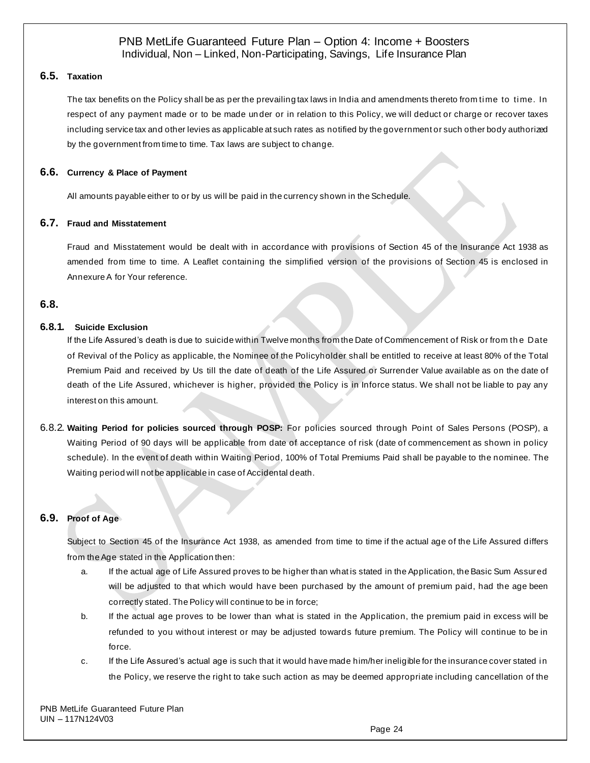### 6.5. Taxation

The tax benefits on the Policy shall be as per the prevailing tax laws in India and amendments thereto from time to time. In respect of any payment made or to be made under or in relation to this Policy, we will deduct or charge or recover taxes including service tax and other levies as applicable at such rates as notified by the government or such other body authorized by the government from time to time. Tax laws are subject to change.

### 6.6. Currency & Place of Payment

All amounts payable either to or by us will be paid in the currency shown in the Schedule.

### 6.7. Fraud and Misstatement

Fraud and Misstatement would be dealt with in accordance with provisions of Section 45 of the Insurance Act 1938 as amended from time to time. A Leaflet containing the simplified version of the provisions of Section 45 is enclosed in Annexure A for Your reference.

### 6.8.

#### 6.8.1. Suicide Exclusion

If the Life Assured's death is due to suicide within Twelve months from the Date of Commencement of Risk or from the Date of Revival of the Policy as applicable, the Nominee of the Policyholder shall be entitled to receive at least 80% of the Total Premium Paid and received by Us till the date of death of the Life Assured or Surrender Value available as on the date of death of the Life Assured, whichever is higher, provided the Policy is in Inforce status. We shall not be liable to pay any interest on this amount.

6.8.2. **Waiting Period for policies sourced through POSP:** For policies sourced through Point of Sales Persons (POSP), a Waiting Period of 90 days will be applicable from date of acceptance of risk (date of commencement as shown in policy schedule). In the event of death within Waiting Period, 100% of Total Premiums Paid shall be payable to the nominee. The Waiting period will not be applicable in case of Accidental death.

### 6.9. Proof of Age

Subject to Section 45 of the Insurance Act 1938, as amended from time to time if the actual age of the Life Assured differs from the Age stated in the Application then:

a. If the actual age of Life Assured proves to be higher than what is stated in the Application, the Basic Sum Assured will be adjusted to that which would have been purchased by the amount of premium paid, had the age been correctly stated. The Policy will continue to be in force;

b. If the actual age proves to be lower than what is stated in the Application, the premium paid in excess will be refunded to you without interest or may be adjusted towards future premium. The Policy will continue to be in force.

c. If the Life Assured's actual age is such that it would have made him/her ineligible for the insurance cover stated in the Policy, we reserve the right to take such action as may be deemed appropriate including cancellation of the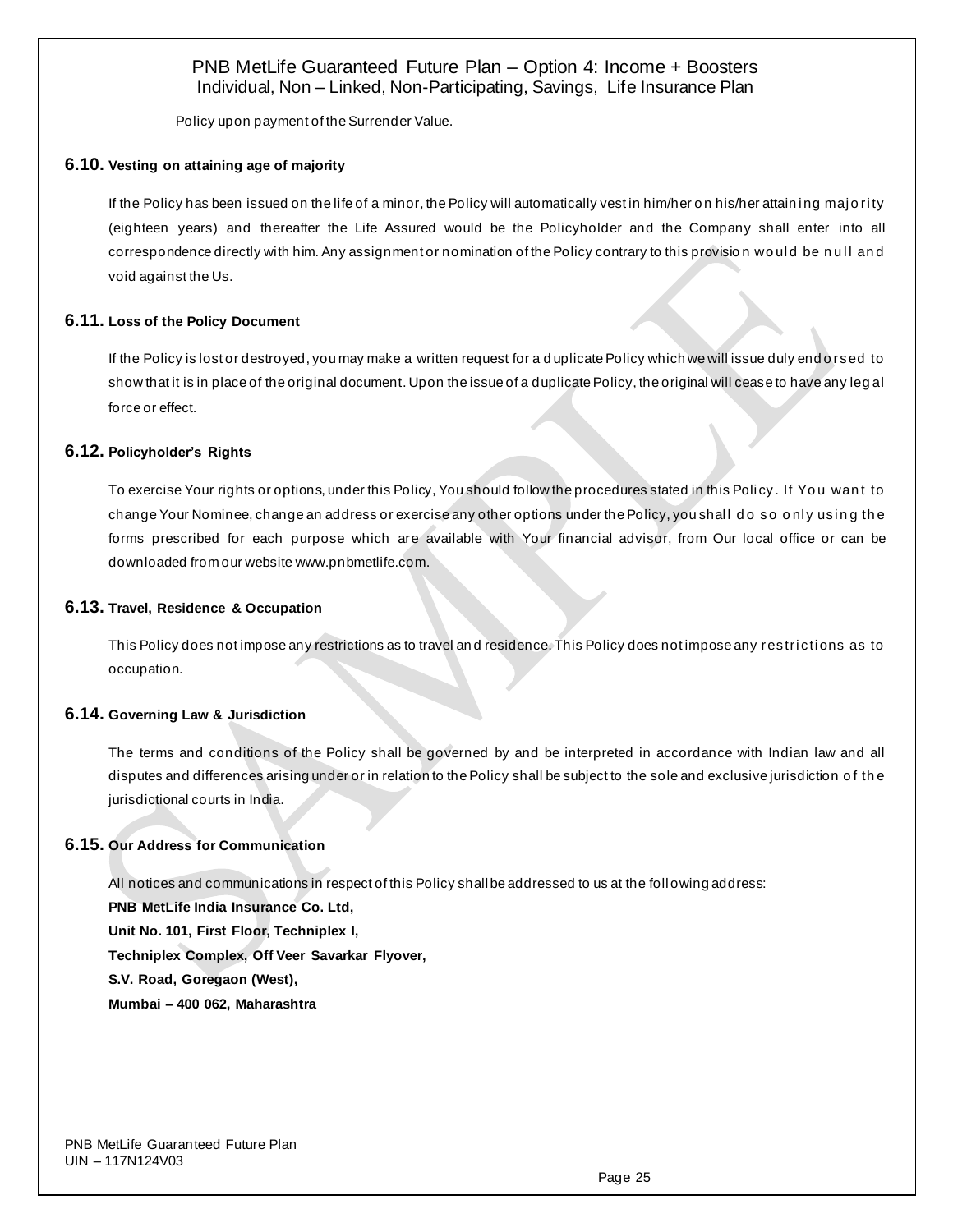Policy upon payment of the Surrender Value.

### 6.10. Vesting on attaining age of majority

If the Policy has been issued on the life of a minor, the Policy will automatically vest in him/her on his/her attaining majority (eighteen years) and thereafter the Life Assured would be the Policyholder and the Company shall enter into all correspondence directly with him. Any assignment or nomination of the Policy contrary to this provision would be null and void against the Us.

### 6.11. Loss of the Policy Document

If the Policy is lost or destroyed, you may make a written request for a duplicate Policy which we will issue duly endorsed to show that it is in place of the original document. Upon the issue of a duplicate Policy, the original will cease to have any legal force or effect.

### 6.12. Policyholder's Rights

To exercise Your rights or options, under this Policy, You should follow the procedures stated in this Policy. If You want to change Your Nominee, change an address or exercise any other options under the Policy, you shall do so only using the forms prescribed for each purpose which are available with Your financial advisor, from Our local office or can be downloaded from our website www.pnbmetlife.com.

### 6.13. Travel, Residence & Occupation

This Policy does not impose any restrictions as to travel and residence. This Policy does not impose any restrictions as to occupation.

### 6.14. Governing Law & Jurisdiction

The terms and conditions of the Policy shall be governed by and be interpreted in accordance with Indian law and all disputes and differences arising under or in relation to the Policy shall be subject to the sole and exclusive jurisdiction of the jurisdictional courts in India.

### 6.15. Our Address for Communication

All notices and communications in respect of this Policy shall be addressed to us at the following address:

**PNB MetLife India Insurance Co. Ltd,**
**Unit No. 101, First Floor, Techniplex I,**
**Techniplex Complex, Off Veer Savarkar Flyover,**
**S.V. Road, Goregaon (West),**
**Mumbai – 400 062, Maharashtra**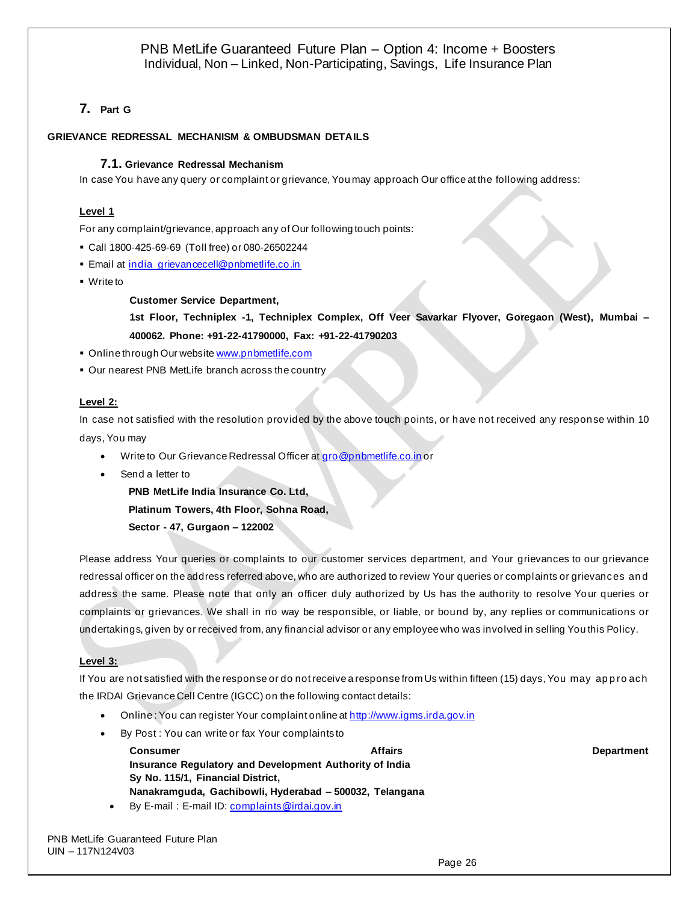## 7. Part G

**GRIEVANCE REDRESSAL MECHANISM & OMBUDSMAN DETAILS**

### 7.1. Grievance Redressal Mechanism

In case You have any query or complaint or grievance, You may approach Our office at the following address:

**Level 1**

For any complaint/grievance, approach any of Our following touch points:

- Call 1800-425-69-69 (Toll free) or 080-26502244
- Email at india_grievancecell@pnbmetlife.co.in
- Write to

  **Customer Service Department,**

  **1st Floor, Techniplex -1, Techniplex Complex, Off Veer Savarkar Flyover, Goregaon (West), Mumbai – 400062. Phone: +91-22-41790000, Fax: +91-22-41790203**

- Online through Our website www.pnbmetlife.com
- Our nearest PNB MetLife branch across the country

**Level 2:**

In case not satisfied with the resolution provided by the above touch points, or have not received any response within 10 days, You may

- Write to Our Grievance Redressal Officer at gro@pnbmetlife.co.in or
- Send a letter to

  **PNB MetLife India Insurance Co. Ltd,**

  **Platinum Towers, 4th Floor, Sohna Road,**

  **Sector - 47, Gurgaon – 122002**

Please address Your queries or complaints to our customer services department, and Your grievances to our grievance redressal officer on the address referred above, who are authorized to review Your queries or complaints or grievances and address the same. Please note that only an officer duly authorized by Us has the authority to resolve Your queries or complaints or grievances. We shall in no way be responsible, or liable, or bound by, any replies or communications or undertakings, given by or received from, any financial advisor or any employee who was involved in selling You this Policy.

**Level 3:**

If You are not satisfied with the response or do not receive a response from Us within fifteen (15) days, You may approach the IRDAI Grievance Cell Centre (IGCC) on the following contact details:

- Online : You can register Your complaint online at http://www.igms.irda.gov.in
- By Post : You can write or fax Your complaints to

  **Consumer Affairs Department**
  **Insurance Regulatory and Development Authority of India**
  **Sy No. 115/1, Financial District,**
  **Nanakramguda, Gachibowli, Hyderabad – 500032, Telangana**

- By E-mail : E-mail ID: complaints@irdai.gov.in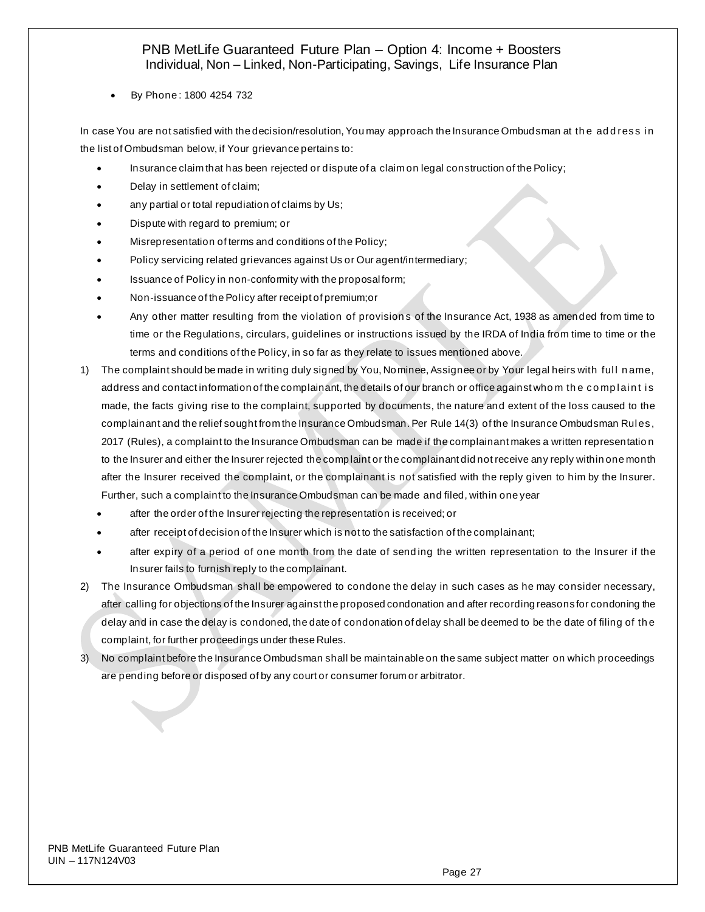- By Phone: 1800 4254 732

In case You are not satisfied with the decision/resolution, You may approach the Insurance Ombudsman at the address in the list of Ombudsman below, if Your grievance pertains to:

- Insurance claim that has been rejected or dispute of a claim on legal construction of the Policy;
- Delay in settlement of claim;
- any partial or total repudiation of claims by Us;
- Dispute with regard to premium; or
- Misrepresentation of terms and conditions of the Policy;
- Policy servicing related grievances against Us or Our agent/intermediary;
- Issuance of Policy in non-conformity with the proposal form;
- Non-issuance of the Policy after receipt of premium;or
- Any other matter resulting from the violation of provisions of the Insurance Act, 1938 as amended from time to time or the Regulations, circulars, guidelines or instructions issued by the IRDA of India from time to time or the terms and conditions of the Policy, in so far as they relate to issues mentioned above.

1) The complaint should be made in writing duly signed by You, Nominee, Assignee or by Your legal heirs with full name, address and contact information of the complainant, the details of our branch or office against whom the complaint is made, the facts giving rise to the complaint, supported by documents, the nature and extent of the loss caused to the complainant and the relief sought from the Insurance Ombudsman. Per Rule 14(3) of the Insurance Ombudsman Rules, 2017 (Rules), a complaint to the Insurance Ombudsman can be made if the complainant makes a written representation to the Insurer and either the Insurer rejected the complaint or the complainant did not receive any reply within one month after the Insurer received the complaint, or the complainant is not satisfied with the reply given to him by the Insurer. Further, such a complaint to the Insurance Ombudsman can be made and filed, within one year
   - after the order of the Insurer rejecting the representation is received; or
   - after receipt of decision of the Insurer which is not to the satisfaction of the complainant;
   - after expiry of a period of one month from the date of sending the written representation to the Insurer if the Insurer fails to furnish reply to the complainant.
2) The Insurance Ombudsman shall be empowered to condone the delay in such cases as he may consider necessary, after calling for objections of the Insurer against the proposed condonation and after recording reasons for condoning the delay and in case the delay is condoned, the date of condonation of delay shall be deemed to be the date of filing of the complaint, for further proceedings under these Rules.
3) No complaint before the Insurance Ombudsman shall be maintainable on the same subject matter on which proceedings are pending before or disposed of by any court or consumer forum or arbitrator.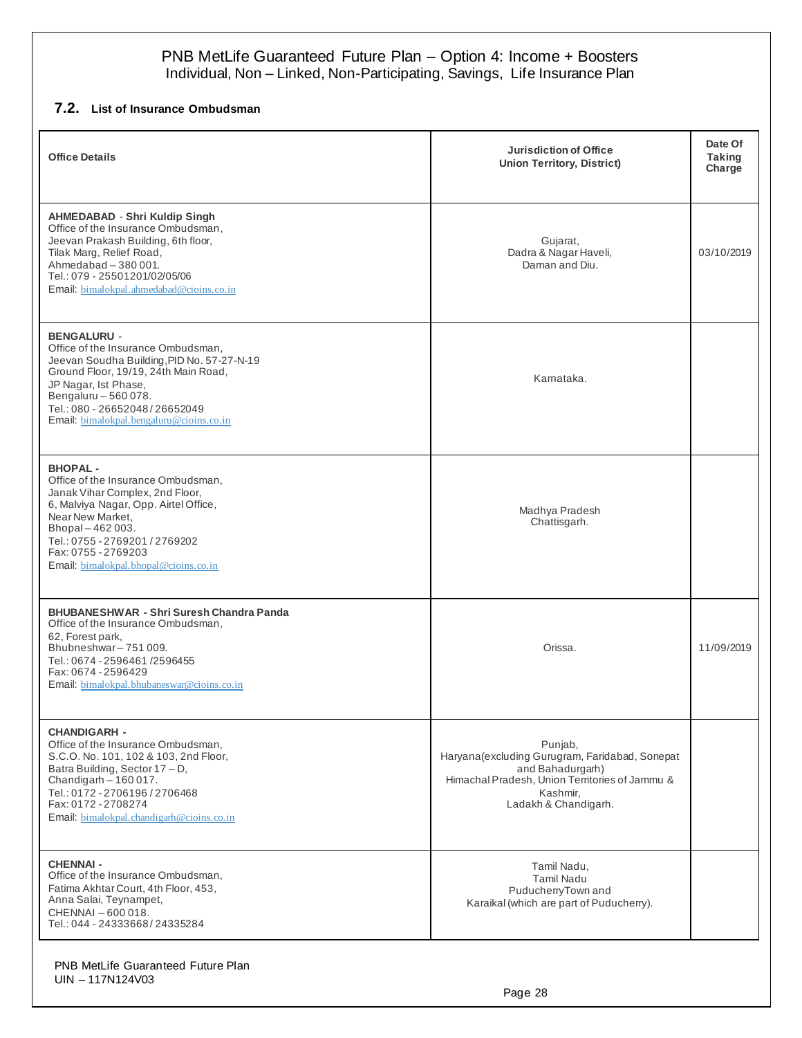### 7.2. List of Insurance Ombudsman

| Office Details | Jurisdiction of Office Union Territory, District) | Date Of Taking Charge |
|---|---|---|
| **AHMEDABAD** - **Shri Kuldip Singh**<br>Office of the Insurance Ombudsman,<br>Jeevan Prakash Building, 6th floor,<br>Tilak Marg, Relief Road,<br>Ahmedabad – 380 001.<br>Tel.: 079 - 25501201/02/05/06<br>Email: bimalokpal.ahmedabad@cioins.co.in | Gujarat,<br>Dadra & Nagar Haveli,<br>Daman and Diu. | 03/10/2019 |
| **BENGALURU** -<br>Office of the Insurance Ombudsman,<br>Jeevan Soudha Building,PID No. 57-27-N-19<br>Ground Floor, 19/19, 24th Main Road,<br>JP Nagar, Ist Phase,<br>Bengaluru – 560 078.<br>Tel.: 080 - 26652048 / 26652049<br>Email: bimalokpal.bengaluru@cioins.co.in | Karnataka. | |
| **BHOPAL** -<br>Office of the Insurance Ombudsman,<br>Janak Vihar Complex, 2nd Floor,<br>6, Malviya Nagar, Opp. Airtel Office,<br>Near New Market,<br>Bhopal – 462 003.<br>Tel.: 0755 - 2769201 / 2769202<br>Fax: 0755 - 2769203<br>Email: bimalokpal.bhopal@cioins.co.in | Madhya Pradesh<br>Chattisgarh. | |
| **BHUBANESHWAR - Shri Suresh Chandra Panda**<br>Office of the Insurance Ombudsman,<br>62, Forest park,<br>Bhubneshwar – 751 009.<br>Tel.: 0674 - 2596461 /2596455<br>Fax: 0674 - 2596429<br>Email: bimalokpal.bhubaneswar@cioins.co.in | Orissa. | 11/09/2019 |
| **CHANDIGARH** -<br>Office of the Insurance Ombudsman,<br>S.C.O. No. 101, 102 & 103, 2nd Floor,<br>Batra Building, Sector 17 – D,<br>Chandigarh – 160 017.<br>Tel.: 0172 - 2706196 / 2706468<br>Fax: 0172 - 2708274<br>Email: bimalokpal.chandigarh@cioins.co.in | Punjab,<br>Haryana(excluding Gurugram, Faridabad, Sonepat and Bahadurgarh)<br>Himachal Pradesh, Union Territories of Jammu & Kashmir,<br>Ladakh & Chandigarh. | |
| **CHENNAI** -<br>Office of the Insurance Ombudsman,<br>Fatima Akhtar Court, 4th Floor, 453,<br>Anna Salai, Teynampet,<br>CHENNAI – 600 018.<br>Tel.: 044 - 24333668 / 24335284 | Tamil Nadu,<br>Tamil Nadu<br>PuducherryTown and<br>Karaikal (which are part of Puducherry). | |

PNB MetLife Guaranteed Future Plan
UIN – 117N124V03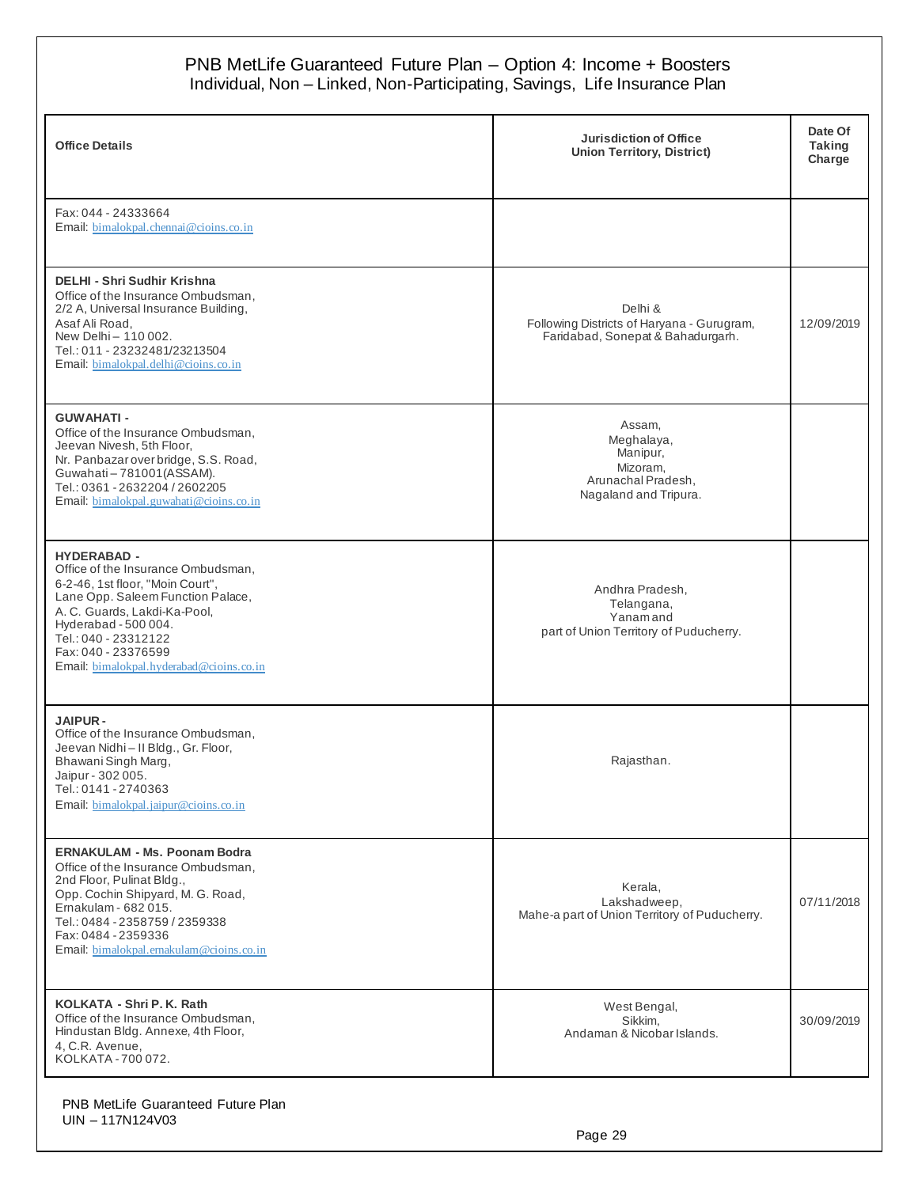| Office Details | Jurisdiction of Office Union Territory, District) | Date Of Taking Charge |
|---|---|---|
| Fax: 044 - 24333664<br>Email: bimalokpal.chennai@cioins.co.in | | |
| **DELHI - Shri Sudhir Krishna**<br>Office of the Insurance Ombudsman,<br>2/2 A, Universal Insurance Building,<br>Asaf Ali Road,<br>New Delhi – 110 002.<br>Tel.: 011 - 23232481/23213504<br>Email: bimalokpal.delhi@cioins.co.in | Delhi &<br>Following Districts of Haryana - Gurugram, Faridabad, Sonepat & Bahadurgarh. | 12/09/2019 |
| **GUWAHATI -**<br>Office of the Insurance Ombudsman,<br>Jeevan Nivesh, 5th Floor,<br>Nr. Panbazar over bridge, S.S. Road,<br>Guwahati – 781001(ASSAM).<br>Tel.: 0361 - 2632204 / 2602205<br>Email: bimalokpal.guwahati@cioins.co.in | Assam,<br>Meghalaya,<br>Manipur,<br>Mizoram,<br>Arunachal Pradesh,<br>Nagaland and Tripura. | |
| **HYDERABAD -**<br>Office of the Insurance Ombudsman,<br>6-2-46, 1st floor, "Moin Court",<br>Lane Opp. Saleem Function Palace,<br>A. C. Guards, Lakdi-Ka-Pool,<br>Hyderabad - 500 004.<br>Tel.: 040 - 23312122<br>Fax: 040 - 23376599<br>Email: bimalokpal.hyderabad@cioins.co.in | Andhra Pradesh,<br>Telangana,<br>Yanam and<br>part of Union Territory of Puducherry. | |
| **JAIPUR -**<br>Office of the Insurance Ombudsman,<br>Jeevan Nidhi – II Bldg., Gr. Floor,<br>Bhawani Singh Marg,<br>Jaipur - 302 005.<br>Tel.: 0141 - 2740363<br>Email: bimalokpal.jaipur@cioins.co.in | Rajasthan. | |
| **ERNAKULAM - Ms. Poonam Bodra**<br>Office of the Insurance Ombudsman,<br>2nd Floor, Pulinat Bldg.,<br>Opp. Cochin Shipyard, M. G. Road,<br>Ernakulam - 682 015.<br>Tel.: 0484 - 2358759 / 2359338<br>Fax: 0484 - 2359336<br>Email: bimalokpal.ernakulam@cioins.co.in | Kerala,<br>Lakshadweep,<br>Mahe-a part of Union Territory of Puducherry. | 07/11/2018 |
| **KOLKATA - Shri P. K. Rath**<br>Office of the Insurance Ombudsman,<br>Hindustan Bldg. Annexe, 4th Floor,<br>4, C.R. Avenue,<br>KOLKATA - 700 072. | West Bengal,<br>Sikkim,<br>Andaman & Nicobar Islands. | 30/09/2019 |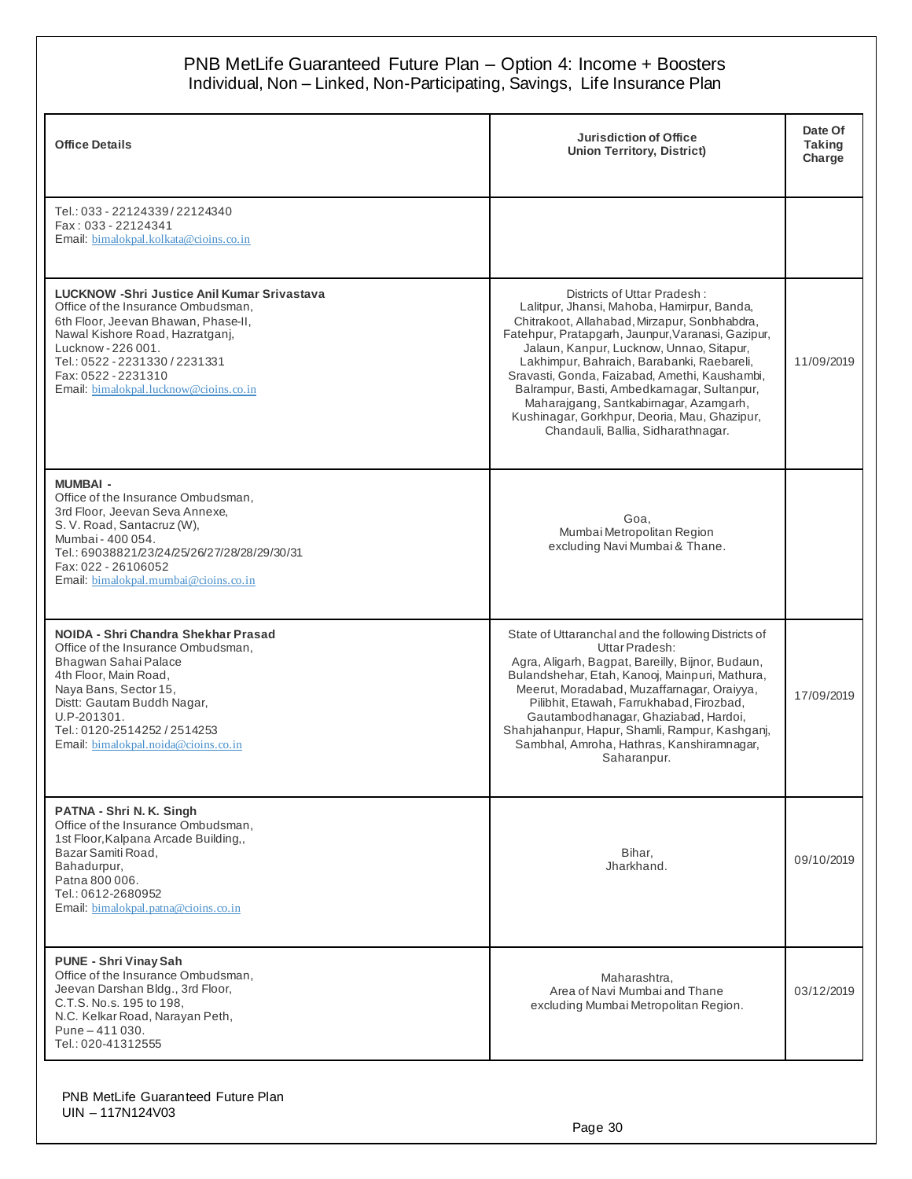| Office Details | Jurisdiction of Office Union Territory, District) | Date Of Taking Charge |
|---|---|---|
| Tel.: 033 - 22124339 / 22124340<br>Fax : 033 - 22124341<br>Email: bimalokpal.kolkata@cioins.co.in | | |
| **LUCKNOW -Shri Justice Anil Kumar Srivastava**<br>Office of the Insurance Ombudsman,<br>6th Floor, Jeevan Bhawan, Phase-II,<br>Nawal Kishore Road, Hazratganj,<br>Lucknow - 226 001.<br>Tel.: 0522 - 2231330 / 2231331<br>Fax: 0522 - 2231310<br>Email: bimalokpal.lucknow@cioins.co.in | Districts of Uttar Pradesh :<br>Lalitpur, Jhansi, Mahoba, Hamirpur, Banda, Chitrakoot, Allahabad, Mirzapur, Sonbhabdra, Fatehpur, Pratapgarh, Jaunpur,Varanasi, Gazipur, Jalaun, Kanpur, Lucknow, Unnao, Sitapur, Lakhimpur, Bahraich, Barabanki, Raebareli, Sravasti, Gonda, Faizabad, Amethi, Kaushambi, Balrampur, Basti, Ambedkarnagar, Sultanpur, Maharajgang, Santkabirnagar, Azamgarh, Kushinagar, Gorkhpur, Deoria, Mau, Ghazipur, Chandauli, Ballia, Sidharathnagar. | 11/09/2019 |
| **MUMBAI -**<br>Office of the Insurance Ombudsman,<br>3rd Floor, Jeevan Seva Annexe,<br>S. V. Road, Santacruz (W),<br>Mumbai - 400 054.<br>Tel.: 69038821/23/24/25/26/27/28/28/29/30/31<br>Fax: 022 - 26106052<br>Email: bimalokpal.mumbai@cioins.co.in | Goa,<br>Mumbai Metropolitan Region<br>excluding Navi Mumbai & Thane. | |
| **NOIDA - Shri Chandra Shekhar Prasad**<br>Office of the Insurance Ombudsman,<br>Bhagwan Sahai Palace<br>4th Floor, Main Road,<br>Naya Bans, Sector 15,<br>Distt: Gautam Buddh Nagar,<br>U.P-201301.<br>Tel.: 0120-2514252 / 2514253<br>Email: bimalokpal.noida@cioins.co.in | State of Uttaranchal and the following Districts of Uttar Pradesh:<br>Agra, Aligarh, Bagpat, Bareilly, Bijnor, Budaun, Bulandshehar, Etah, Kanooj, Mainpuri, Mathura, Meerut, Moradabad, Muzaffarnagar, Oraiyya, Pilibhit, Etawah, Farrukhabad, Firozbad, Gautambodhanagar, Ghaziabad, Hardoi, Shahjahanpur, Hapur, Shamli, Rampur, Kashganj, Sambhal, Amroha, Hathras, Kanshiramnagar, Saharanpur. | 17/09/2019 |
| **PATNA - Shri N. K. Singh**<br>Office of the Insurance Ombudsman,<br>1st Floor,Kalpana Arcade Building,,<br>Bazar Samiti Road,<br>Bahadurpur,<br>Patna 800 006.<br>Tel.: 0612-2680952<br>Email: bimalokpal.patna@cioins.co.in | Bihar,<br>Jharkhand. | 09/10/2019 |
| **PUNE - Shri Vinay Sah**<br>Office of the Insurance Ombudsman,<br>Jeevan Darshan Bldg., 3rd Floor,<br>C.T.S. No.s. 195 to 198,<br>N.C. Kelkar Road, Narayan Peth,<br>Pune – 411 030.<br>Tel.: 020-41312555 | Maharashtra,<br>Area of Navi Mumbai and Thane<br>excluding Mumbai Metropolitan Region. | 03/12/2019 |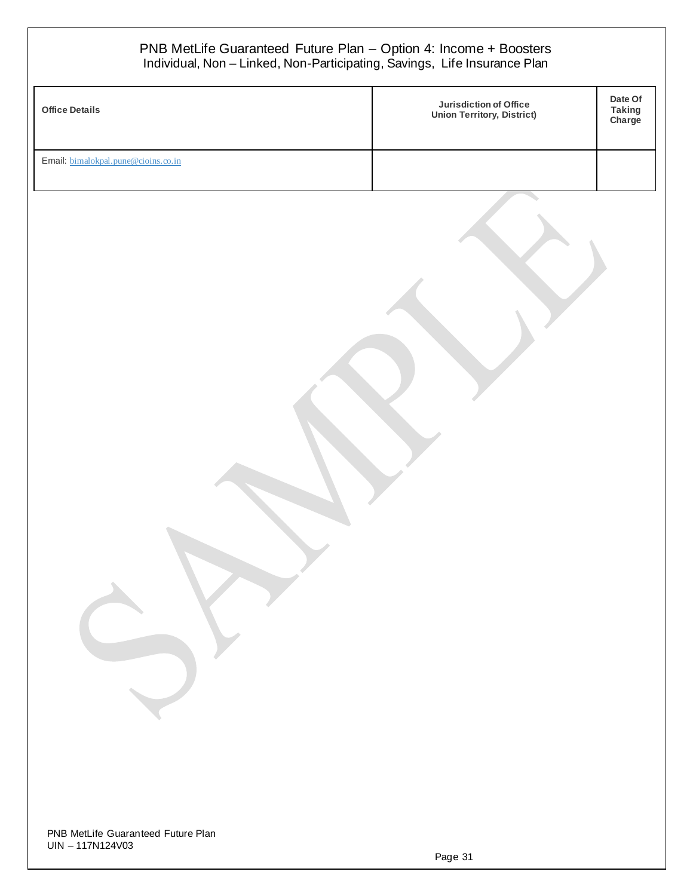| Office Details | Jurisdiction of Office Union Territory, District) | Date Of Taking Charge |
| --- | --- | --- |
| Email: bimalokpal.pune@cioins.co.in | | |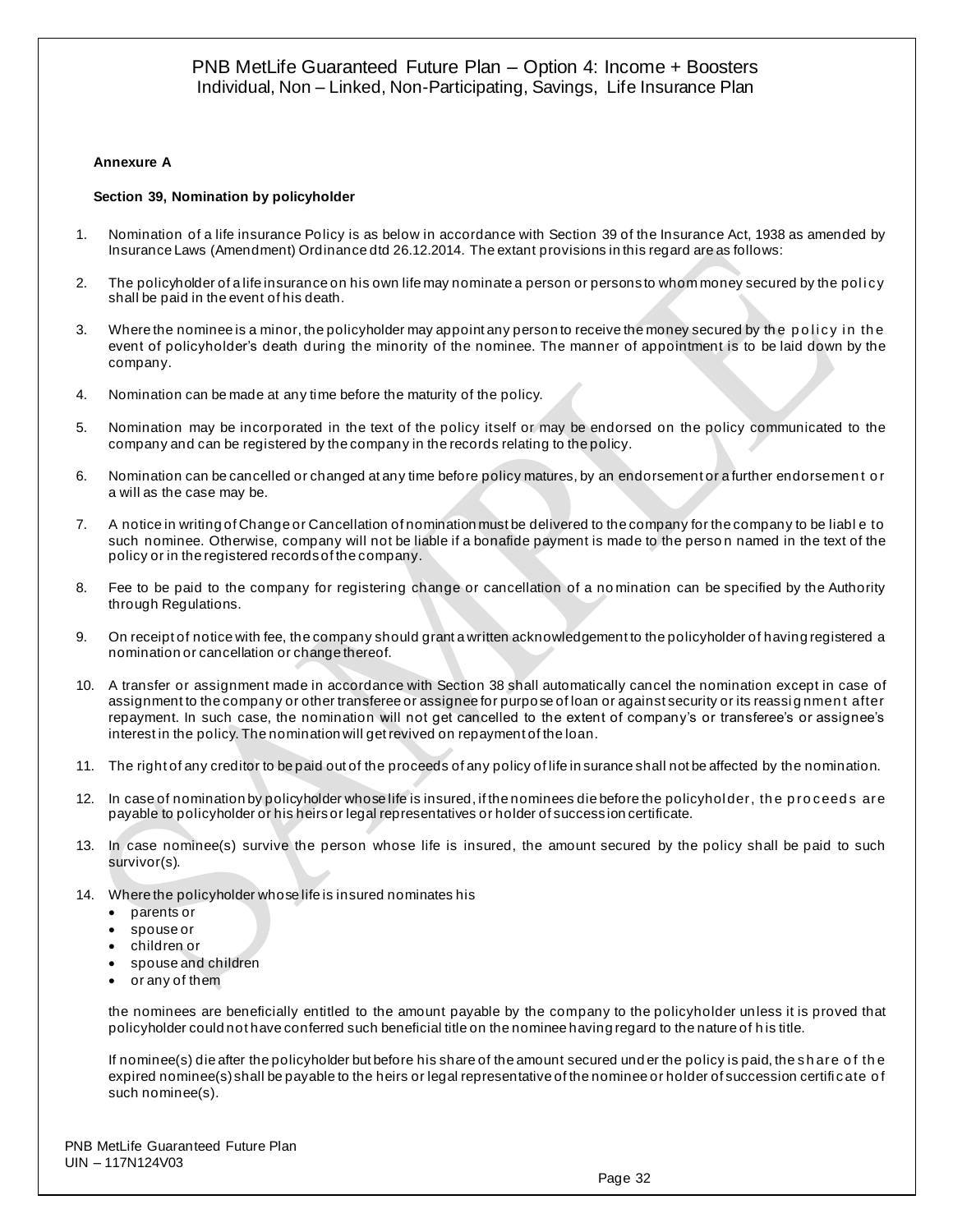**Annexure A**

**Section 39, Nomination by policyholder**

1. Nomination of a life insurance Policy is as below in accordance with Section 39 of the Insurance Act, 1938 as amended by Insurance Laws (Amendment) Ordinance dtd 26.12.2014. The extant provisions in this regard are as follows:

2. The policyholder of a life insurance on his own life may nominate a person or persons to whom money secured by the policy shall be paid in the event of his death.

3. Where the nominee is a minor, the policyholder may appoint any person to receive the money secured by the policy in the event of policyholder's death during the minority of the nominee. The manner of appointment is to be laid down by the company.

4. Nomination can be made at any time before the maturity of the policy.

5. Nomination may be incorporated in the text of the policy itself or may be endorsed on the policy communicated to the company and can be registered by the company in the records relating to the policy.

6. Nomination can be cancelled or changed at any time before policy matures, by an endorsement or a further endorsement or a will as the case may be.

7. A notice in writing of Change or Cancellation of nomination must be delivered to the company for the company to be liable to such nominee. Otherwise, company will not be liable if a bonafide payment is made to the person named in the text of the policy or in the registered records of the company.

8. Fee to be paid to the company for registering change or cancellation of a nomination can be specified by the Authority through Regulations.

9. On receipt of notice with fee, the company should grant a written acknowledgement to the policyholder of having registered a nomination or cancellation or change thereof.

10. A transfer or assignment made in accordance with Section 38 shall automatically cancel the nomination except in case of assignment to the company or other transferee or assignee for purpose of loan or against security or its reassignment after repayment. In such case, the nomination will not get cancelled to the extent of company's or transferee's or assignee's interest in the policy. The nomination will get revived on repayment of the loan.

11. The right of any creditor to be paid out of the proceeds of any policy of life insurance shall not be affected by the nomination.

12. In case of nomination by policyholder whose life is insured, if the nominees die before the policyholder, the proceeds are payable to policyholder or his heirs or legal representatives or holder of succession certificate.

13. In case nominee(s) survive the person whose life is insured, the amount secured by the policy shall be paid to such survivor(s).

14. Where the policyholder whose life is insured nominates his
    - parents or
    - spouse or
    - children or
    - spouse and children
    - or any of them

    the nominees are beneficially entitled to the amount payable by the company to the policyholder unless it is proved that policyholder could not have conferred such beneficial title on the nominee having regard to the nature of his title.

    If nominee(s) die after the policyholder but before his share of the amount secured under the policy is paid, the share of the expired nominee(s) shall be payable to the heirs or legal representative of the nominee or holder of succession certificate of such nominee(s).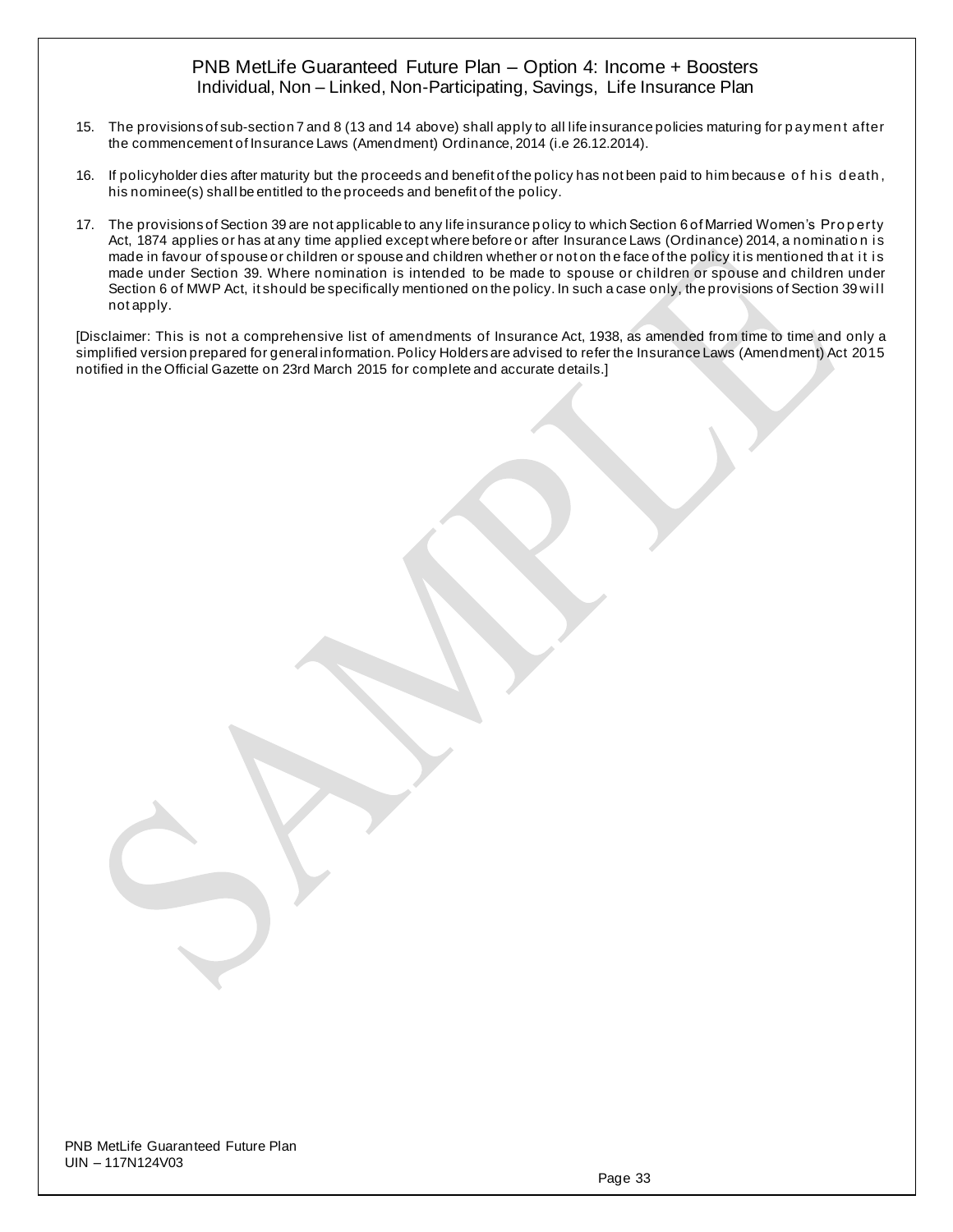15. The provisions of sub-section 7 and 8 (13 and 14 above) shall apply to all life insurance policies maturing for payment after the commencement of Insurance Laws (Amendment) Ordinance, 2014 (i.e 26.12.2014).

16. If policyholder dies after maturity but the proceeds and benefit of the policy has not been paid to him because of his death, his nominee(s) shall be entitled to the proceeds and benefit of the policy.

17. The provisions of Section 39 are not applicable to any life insurance policy to which Section 6 of Married Women's Property Act, 1874 applies or has at any time applied except where before or after Insurance Laws (Ordinance) 2014, a nomination is made in favour of spouse or children or spouse and children whether or not on the face of the policy it is mentioned that it is made under Section 39. Where nomination is intended to be made to spouse or children or spouse and children under Section 6 of MWP Act, it should be specifically mentioned on the policy. In such a case only, the provisions of Section 39 will not apply.

[Disclaimer: This is not a comprehensive list of amendments of Insurance Act, 1938, as amended from time to time and only a simplified version prepared for general information. Policy Holders are advised to refer the Insurance Laws (Amendment) Act 2015 notified in the Official Gazette on 23rd March 2015 for complete and accurate details.]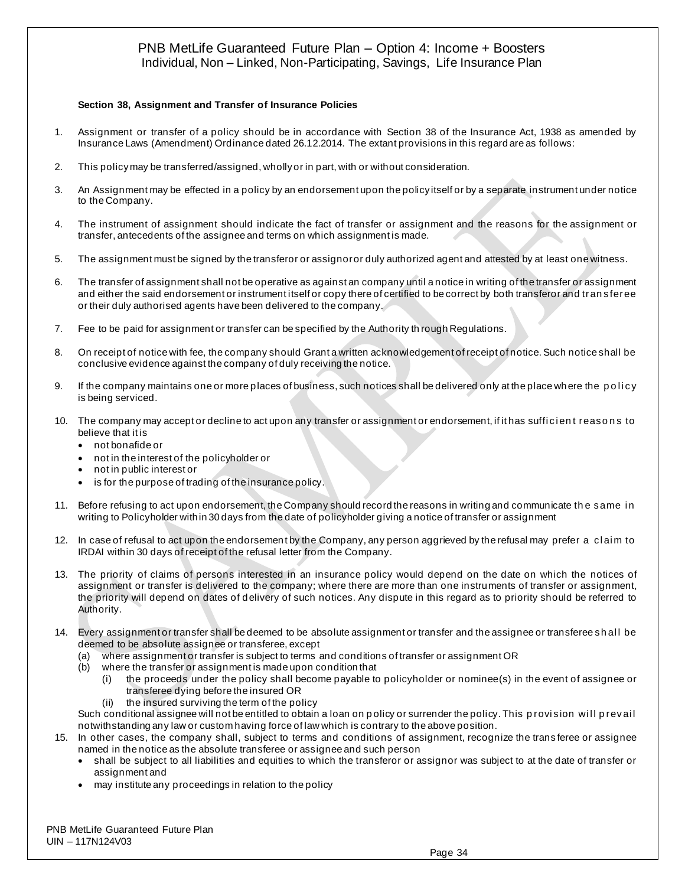**Section 38, Assignment and Transfer of Insurance Policies**

1. Assignment or transfer of a policy should be in accordance with Section 38 of the Insurance Act, 1938 as amended by Insurance Laws (Amendment) Ordinance dated 26.12.2014. The extant provisions in this regard are as follows:

2. This policy may be transferred/assigned, wholly or in part, with or without consideration.

3. An Assignment may be effected in a policy by an endorsement upon the policy itself or by a separate instrument under notice to the Company.

4. The instrument of assignment should indicate the fact of transfer or assignment and the reasons for the assignment or transfer, antecedents of the assignee and terms on which assignment is made.

5. The assignment must be signed by the transferor or assignor or duly authorized agent and attested by at least one witness.

6. The transfer of assignment shall not be operative as against an company until a notice in writing of the transfer or assignment and either the said endorsement or instrument itself or copy there of certified to be correct by both transferor and transferee or their duly authorised agents have been delivered to the company.

7. Fee to be paid for assignment or transfer can be specified by the Authority through Regulations.

8. On receipt of notice with fee, the company should Grant a written acknowledgement of receipt of notice. Such notice shall be conclusive evidence against the company of duly receiving the notice.

9. If the company maintains one or more places of business, such notices shall be delivered only at the place where the policy is being serviced.

10. The company may accept or decline to act upon any transfer or assignment or endorsement, if it has sufficient reasons to believe that it is
    - not bonafide or
    - not in the interest of the policyholder or
    - not in public interest or
    - is for the purpose of trading of the insurance policy.

11. Before refusing to act upon endorsement, the Company should record the reasons in writing and communicate the same in writing to Policyholder within 30 days from the date of policyholder giving a notice of transfer or assignment

12. In case of refusal to act upon the endorsement by the Company, any person aggrieved by the refusal may prefer a claim to IRDAI within 30 days of receipt of the refusal letter from the Company.

13. The priority of claims of persons interested in an insurance policy would depend on the date on which the notices of assignment or transfer is delivered to the company; where there are more than one instruments of transfer or assignment, the priority will depend on dates of delivery of such notices. Any dispute in this regard as to priority should be referred to Authority.

14. Every assignment or transfer shall be deemed to be absolute assignment or transfer and the assignee or transferee shall be deemed to be absolute assignee or transferee, except
    (a) where assignment or transfer is subject to terms and conditions of transfer or assignment OR
    (b) where the transfer or assignment is made upon condition that
        (i) the proceeds under the policy shall become payable to policyholder or nominee(s) in the event of assignee or transferee dying before the insured OR
        (ii) the insured surviving the term of the policy

    Such conditional assignee will not be entitled to obtain a loan on policy or surrender the policy. This provision will prevail notwithstanding any law or custom having force of law which is contrary to the above position.

15. In other cases, the company shall, subject to terms and conditions of assignment, recognize the transferee or assignee named in the notice as the absolute transferee or assignee and such person
    - shall be subject to all liabilities and equities to which the transferor or assignor was subject to at the date of transfer or assignment and
    - may institute any proceedings in relation to the policy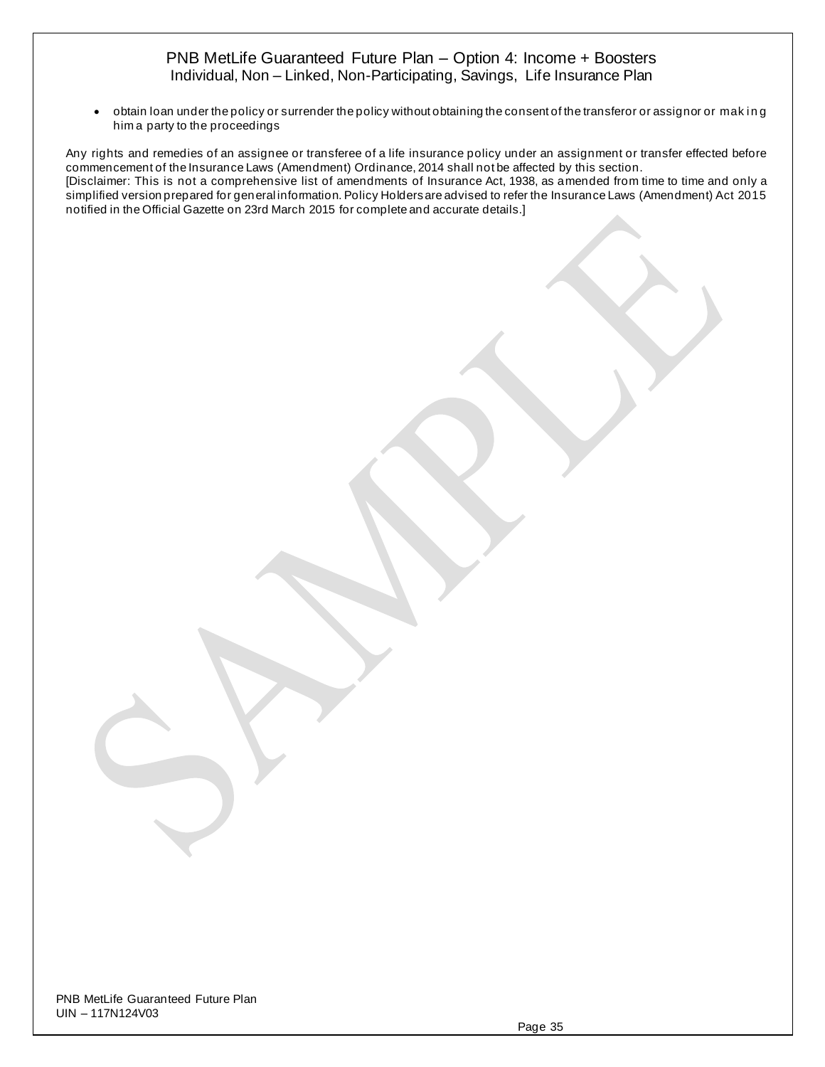- obtain loan under the policy or surrender the policy without obtaining the consent of the transferor or assignor or making him a party to the proceedings

Any rights and remedies of an assignee or transferee of a life insurance policy under an assignment or transfer effected before commencement of the Insurance Laws (Amendment) Ordinance, 2014 shall not be affected by this section.

[Disclaimer: This is not a comprehensive list of amendments of Insurance Act, 1938, as amended from time to time and only a simplified version prepared for general information. Policy Holders are advised to refer the Insurance Laws (Amendment) Act 2015 notified in the Official Gazette on 23rd March 2015 for complete and accurate details.]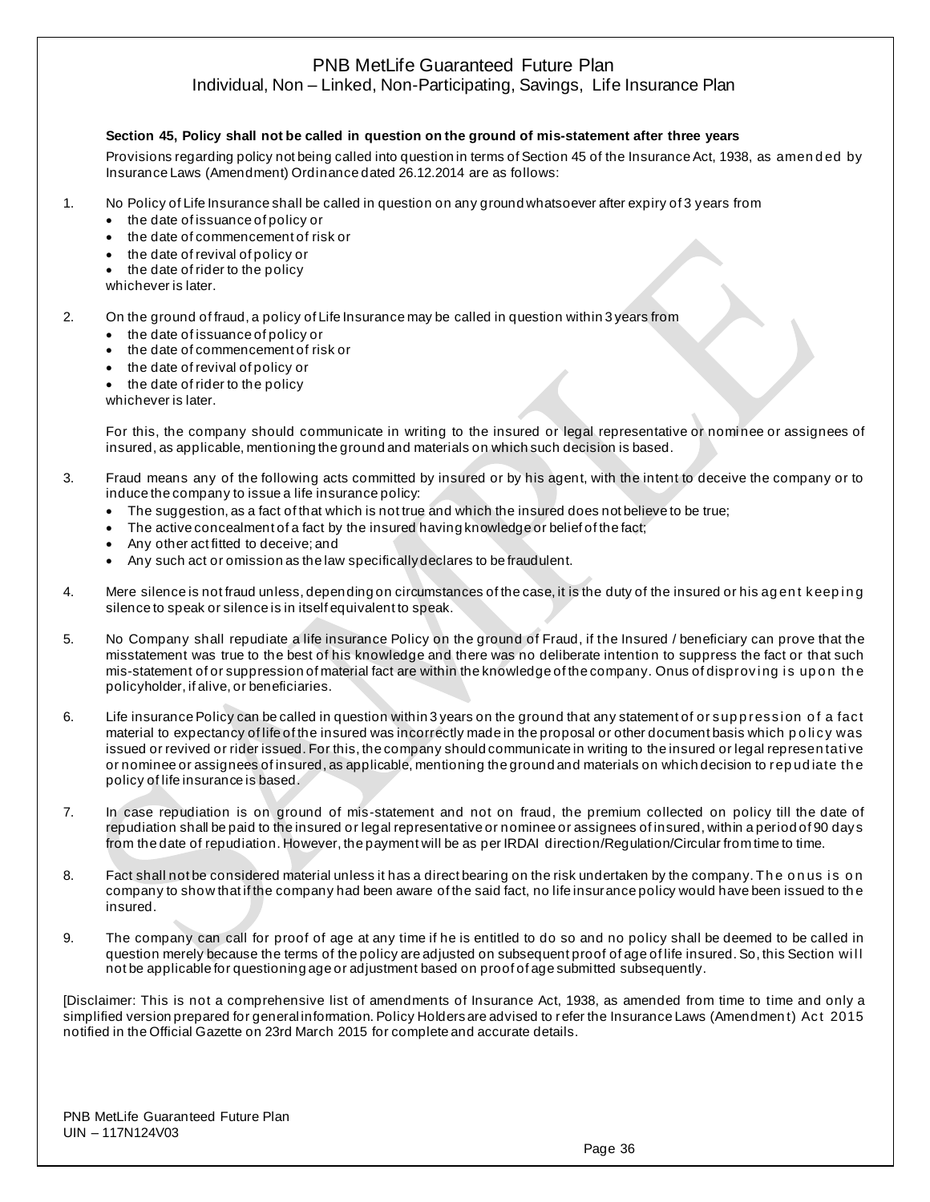**Section 45, Policy shall not be called in question on the ground of mis-statement after three years**

Provisions regarding policy not being called into question in terms of Section 45 of the Insurance Act, 1938, as amended by Insurance Laws (Amendment) Ordinance dated 26.12.2014 are as follows:

1. No Policy of Life Insurance shall be called in question on any ground whatsoever after expiry of 3 years from
   - the date of issuance of policy or
   - the date of commencement of risk or
   - the date of revival of policy or
   - the date of rider to the policy

   whichever is later.

2. On the ground of fraud, a policy of Life Insurance may be called in question within 3 years from
   - the date of issuance of policy or
   - the date of commencement of risk or
   - the date of revival of policy or
   - the date of rider to the policy

   whichever is later.

   For this, the company should communicate in writing to the insured or legal representative or nominee or assignees of insured, as applicable, mentioning the ground and materials on which such decision is based.

3. Fraud means any of the following acts committed by insured or by his agent, with the intent to deceive the company or to induce the company to issue a life insurance policy:
   - The suggestion, as a fact of that which is not true and which the insured does not believe to be true;
   - The active concealment of a fact by the insured having knowledge or belief of the fact;
   - Any other act fitted to deceive; and
   - Any such act or omission as the law specifically declares to be fraudulent.

4. Mere silence is not fraud unless, depending on circumstances of the case, it is the duty of the insured or his agent keeping silence to speak or silence is in itself equivalent to speak.

5. No Company shall repudiate a life insurance Policy on the ground of Fraud, if the Insured / beneficiary can prove that the misstatement was true to the best of his knowledge and there was no deliberate intention to suppress the fact or that such mis-statement of or suppression of material fact are within the knowledge of the company. Onus of disproving is upon the policyholder, if alive, or beneficiaries.

6. Life insurance Policy can be called in question within 3 years on the ground that any statement of or suppression of a fact material to expectancy of life of the insured was incorrectly made in the proposal or other document basis which policy was issued or revived or rider issued. For this, the company should communicate in writing to the insured or legal representative or nominee or assignees of insured, as applicable, mentioning the ground and materials on which decision to repudiate the policy of life insurance is based.

7. In case repudiation is on ground of mis-statement and not on fraud, the premium collected on policy till the date of repudiation shall be paid to the insured or legal representative or nominee or assignees of insured, within a period of 90 days from the date of repudiation. However, the payment will be as per IRDAI direction/Regulation/Circular from time to time.

8. Fact shall not be considered material unless it has a direct bearing on the risk undertaken by the company. The onus is on company to show that if the company had been aware of the said fact, no life insurance policy would have been issued to the insured.

9. The company can call for proof of age at any time if he is entitled to do so and no policy shall be deemed to be called in question merely because the terms of the policy are adjusted on subsequent proof of age of life insured. So, this Section will not be applicable for questioning age or adjustment based on proof of age submitted subsequently.

[Disclaimer: This is not a comprehensive list of amendments of Insurance Act, 1938, as amended from time to time and only a simplified version prepared for general information. Policy Holders are advised to refer the Insurance Laws (Amendment) Act 2015 notified in the Official Gazette on 23rd March 2015 for complete and accurate details.